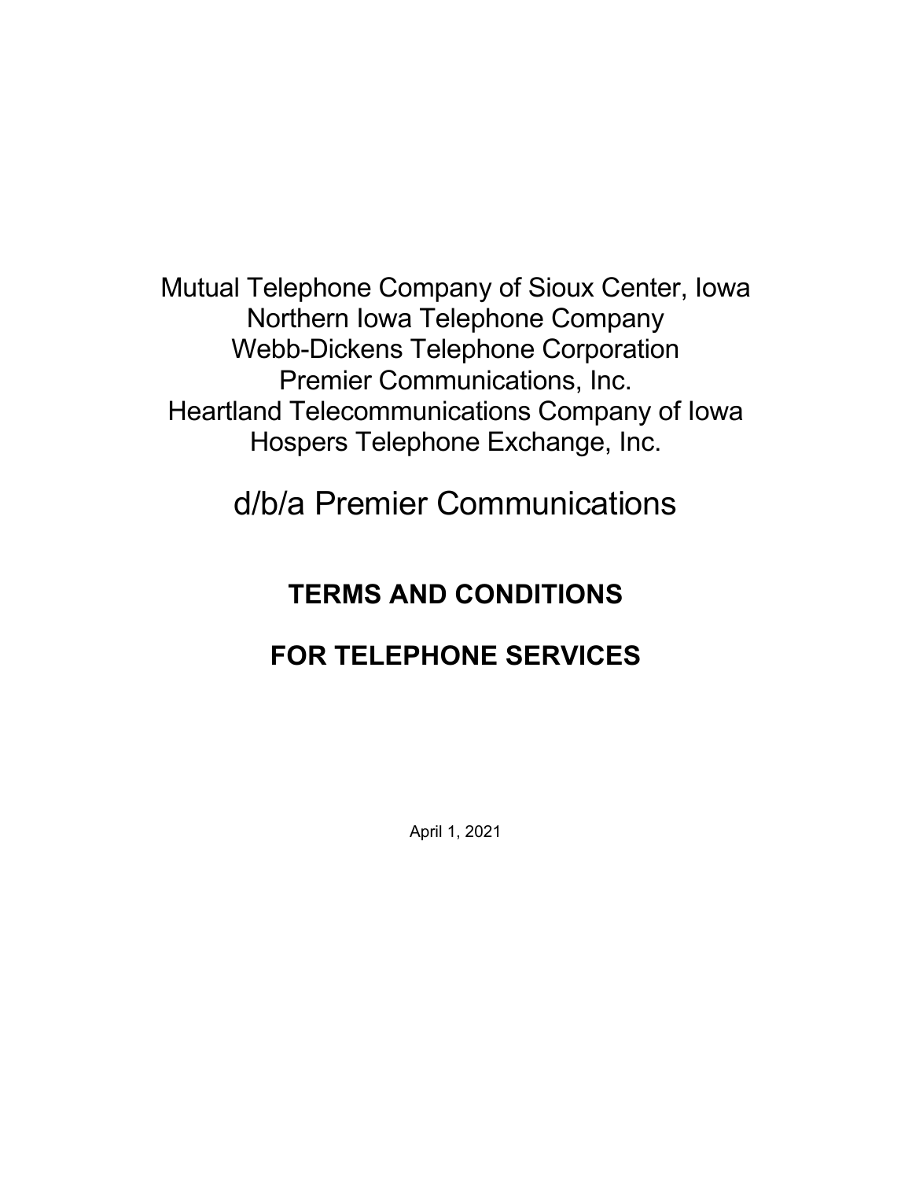Mutual Telephone Company of Sioux Center, Iowa
Northern Iowa Telephone Company
Webb-Dickens Telephone Corporation
Premier Communications, Inc.
Heartland Telecommunications Company of Iowa
Hospers Telephone Exchange, Inc.

d/b/a Premier Communications

# TERMS AND CONDITIONS

# FOR TELEPHONE SERVICES

April 1, 2021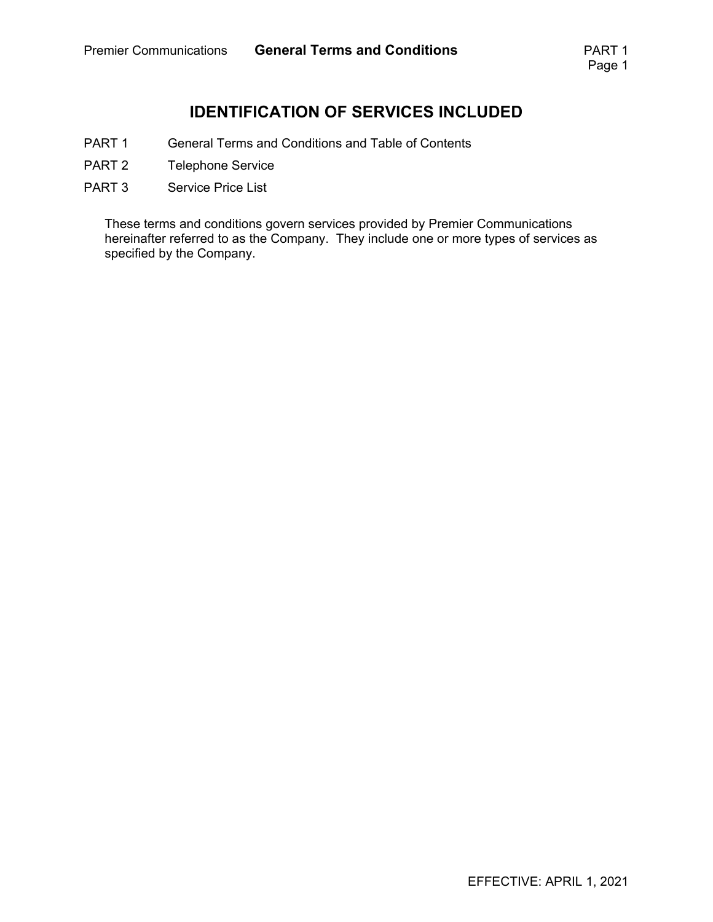# IDENTIFICATION OF SERVICES INCLUDED

| | |
|---|---|
| PART 1 | General Terms and Conditions and Table of Contents |
| PART 2 | Telephone Service |
| PART 3 | Service Price List |

These terms and conditions govern services provided by Premier Communications hereinafter referred to as the Company. They include one or more types of services as specified by the Company.

EFFECTIVE: APRIL 1, 2021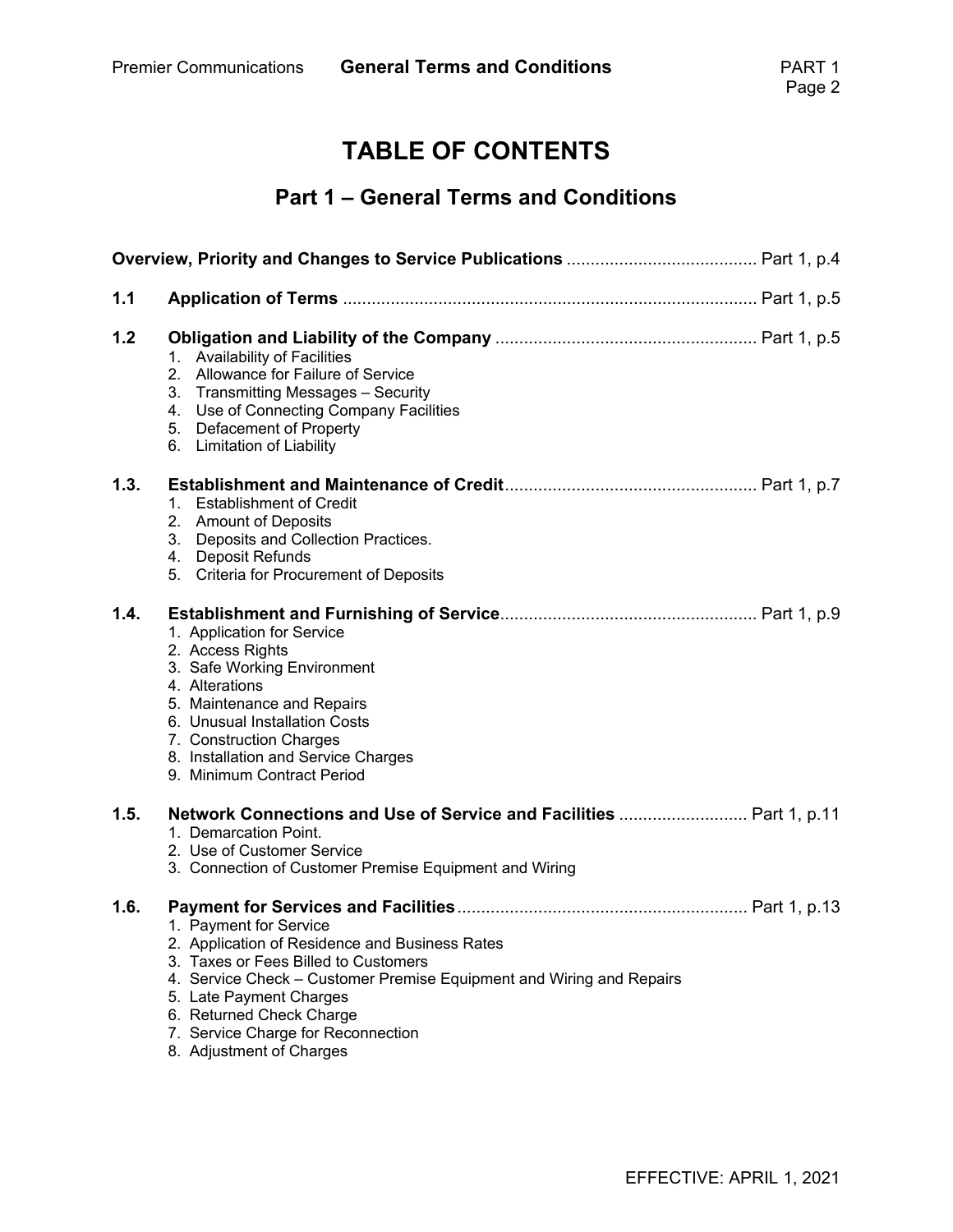# TABLE OF CONTENTS

## Part 1 – General Terms and Conditions

**Overview, Priority and Changes to Service Publications** ........................................ Part 1, p.4

**1.1 Application of Terms** ........................................................................................ Part 1, p.5

**1.2 Obligation and Liability of the Company** ....................................................... Part 1, p.5

1. Availability of Facilities
2. Allowance for Failure of Service
3. Transmitting Messages – Security
4. Use of Connecting Company Facilities
5. Defacement of Property
6. Limitation of Liability

**1.3. Establishment and Maintenance of Credit**..................................................... Part 1, p.7

1. Establishment of Credit
2. Amount of Deposits
3. Deposits and Collection Practices.
4. Deposit Refunds
5. Criteria for Procurement of Deposits

**1.4. Establishment and Furnishing of Service**...................................................... Part 1, p.9

1. Application for Service
2. Access Rights
3. Safe Working Environment
4. Alterations
5. Maintenance and Repairs
6. Unusual Installation Costs
7. Construction Charges
8. Installation and Service Charges
9. Minimum Contract Period

**1.5. Network Connections and Use of Service and Facilities** ........................... Part 1, p.11

1. Demarcation Point.
2. Use of Customer Service
3. Connection of Customer Premise Equipment and Wiring

**1.6. Payment for Services and Facilities**............................................................. Part 1, p.13

1. Payment for Service
2. Application of Residence and Business Rates
3. Taxes or Fees Billed to Customers
4. Service Check – Customer Premise Equipment and Wiring and Repairs
5. Late Payment Charges
6. Returned Check Charge
7. Service Charge for Reconnection
8. Adjustment of Charges

EFFECTIVE: APRIL 1, 2021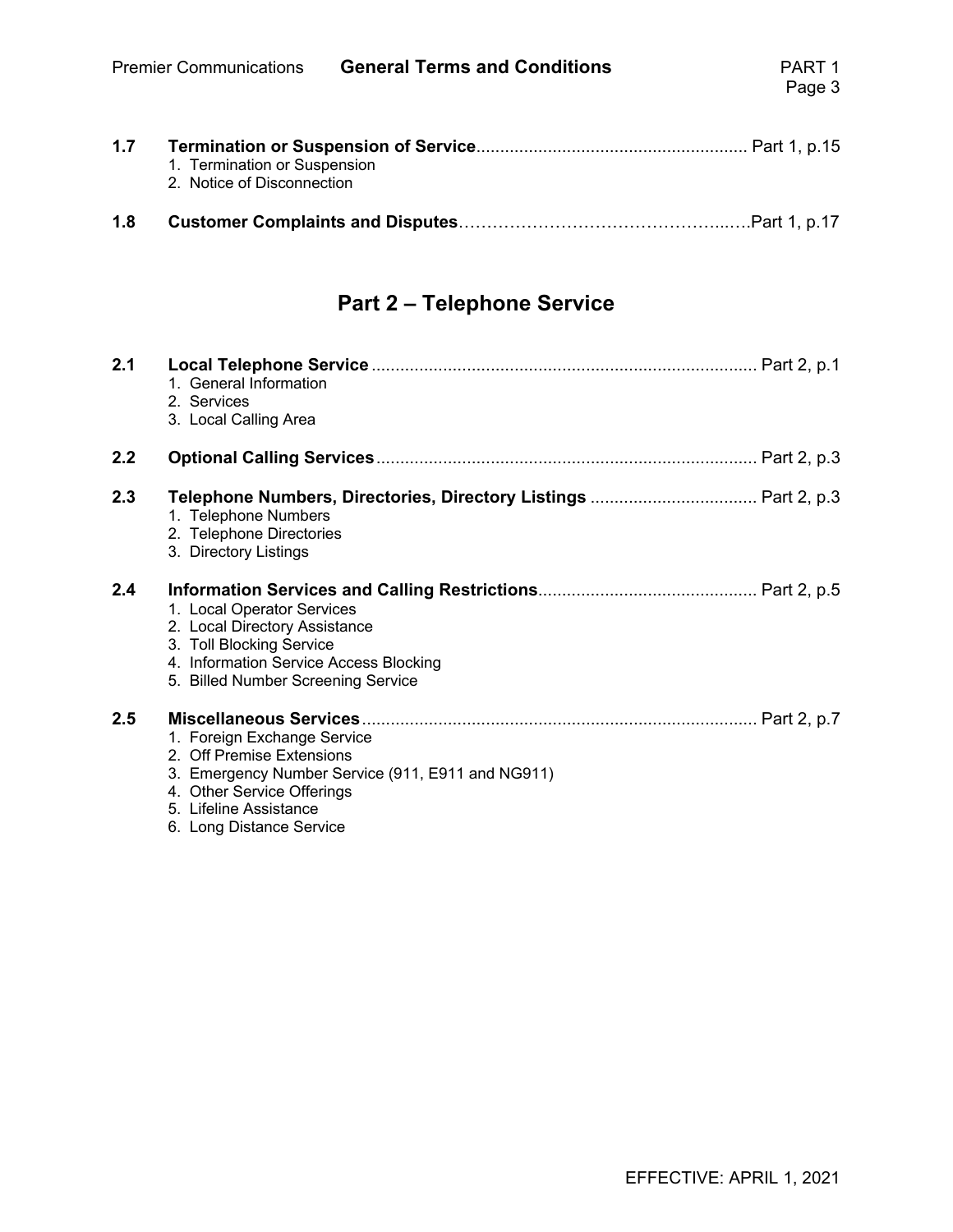**1.7 Termination or Suspension of Service** ........................................................ Part 1, p.15

1. Termination or Suspension
2. Notice of Disconnection

**1.8 Customer Complaints and Disputes**…………………………………………...….Part 1, p.17

# Part 2 – Telephone Service

**2.1 Local Telephone Service** ................................................................................ Part 2, p.1

1. General Information
2. Services
3. Local Calling Area

**2.2 Optional Calling Services** ............................................................................... Part 2, p.3

**2.3 Telephone Numbers, Directories, Directory Listings** ................................... Part 2, p.3

1. Telephone Numbers
2. Telephone Directories
3. Directory Listings

**2.4 Information Services and Calling Restrictions** ............................................. Part 2, p.5

1. Local Operator Services
2. Local Directory Assistance
3. Toll Blocking Service
4. Information Service Access Blocking
5. Billed Number Screening Service

**2.5 Miscellaneous Services** .................................................................................. Part 2, p.7

1. Foreign Exchange Service
2. Off Premise Extensions
3. Emergency Number Service (911, E911 and NG911)
4. Other Service Offerings
5. Lifeline Assistance
6. Long Distance Service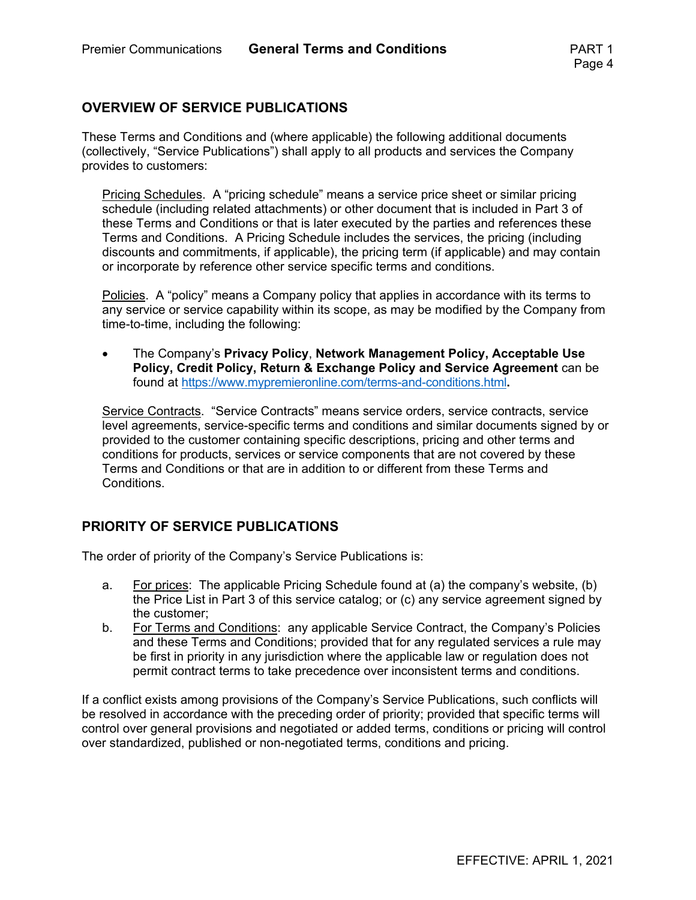## OVERVIEW OF SERVICE PUBLICATIONS

These Terms and Conditions and (where applicable) the following additional documents (collectively, "Service Publications") shall apply to all products and services the Company provides to customers:

Pricing Schedules. A "pricing schedule" means a service price sheet or similar pricing schedule (including related attachments) or other document that is included in Part 3 of these Terms and Conditions or that is later executed by the parties and references these Terms and Conditions. A Pricing Schedule includes the services, the pricing (including discounts and commitments, if applicable), the pricing term (if applicable) and may contain or incorporate by reference other service specific terms and conditions.

Policies. A "policy" means a Company policy that applies in accordance with its terms to any service or service capability within its scope, as may be modified by the Company from time-to-time, including the following:

- The Company's **Privacy Policy**, **Network Management Policy, Acceptable Use Policy, Credit Policy, Return & Exchange Policy and Service Agreement** can be found at https://www.mypremieronline.com/terms-and-conditions.html**.**

Service Contracts. "Service Contracts" means service orders, service contracts, service level agreements, service-specific terms and conditions and similar documents signed by or provided to the customer containing specific descriptions, pricing and other terms and conditions for products, services or service components that are not covered by these Terms and Conditions or that are in addition to or different from these Terms and Conditions.

## PRIORITY OF SERVICE PUBLICATIONS

The order of priority of the Company's Service Publications is:

a. For prices: The applicable Pricing Schedule found at (a) the company's website, (b) the Price List in Part 3 of this service catalog; or (c) any service agreement signed by the customer;

b. For Terms and Conditions: any applicable Service Contract, the Company's Policies and these Terms and Conditions; provided that for any regulated services a rule may be first in priority in any jurisdiction where the applicable law or regulation does not permit contract terms to take precedence over inconsistent terms and conditions.

If a conflict exists among provisions of the Company's Service Publications, such conflicts will be resolved in accordance with the preceding order of priority; provided that specific terms will control over general provisions and negotiated or added terms, conditions or pricing will control over standardized, published or non-negotiated terms, conditions and pricing.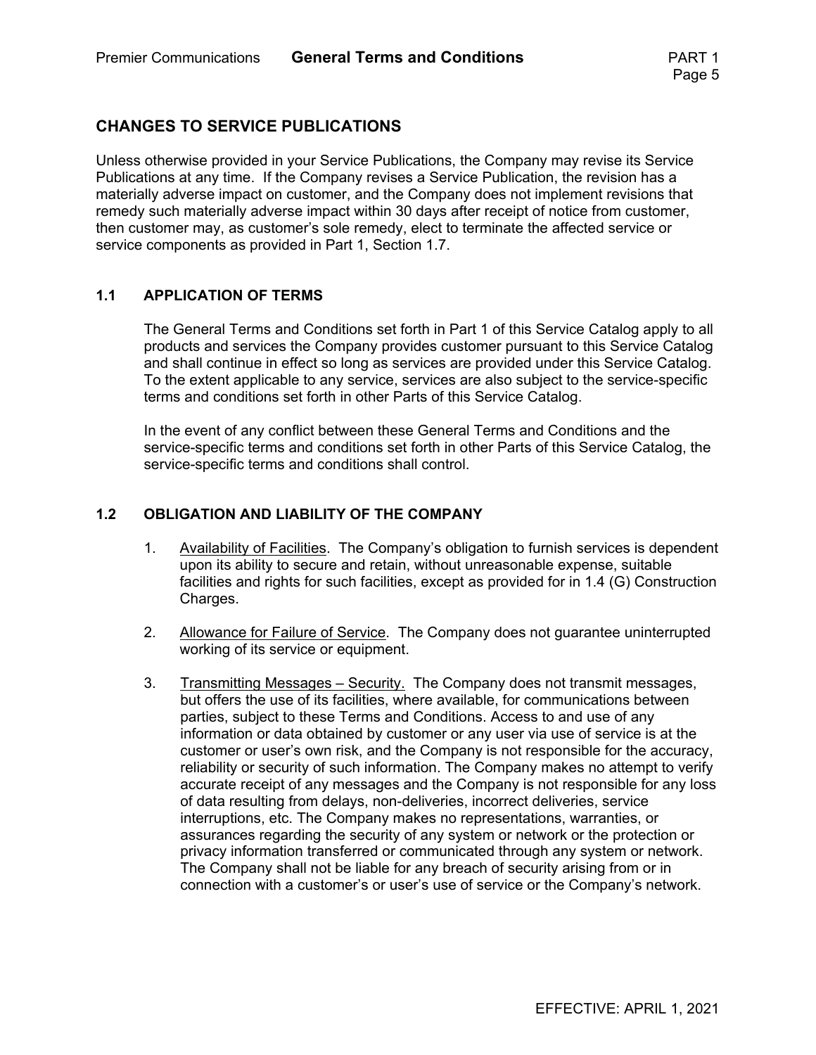## CHANGES TO SERVICE PUBLICATIONS

Unless otherwise provided in your Service Publications, the Company may revise its Service Publications at any time. If the Company revises a Service Publication, the revision has a materially adverse impact on customer, and the Company does not implement revisions that remedy such materially adverse impact within 30 days after receipt of notice from customer, then customer may, as customer's sole remedy, elect to terminate the affected service or service components as provided in Part 1, Section 1.7.

### 1.1 APPLICATION OF TERMS

The General Terms and Conditions set forth in Part 1 of this Service Catalog apply to all products and services the Company provides customer pursuant to this Service Catalog and shall continue in effect so long as services are provided under this Service Catalog. To the extent applicable to any service, services are also subject to the service-specific terms and conditions set forth in other Parts of this Service Catalog.

In the event of any conflict between these General Terms and Conditions and the service-specific terms and conditions set forth in other Parts of this Service Catalog, the service-specific terms and conditions shall control.

### 1.2 OBLIGATION AND LIABILITY OF THE COMPANY

1. Availability of Facilities. The Company's obligation to furnish services is dependent upon its ability to secure and retain, without unreasonable expense, suitable facilities and rights for such facilities, except as provided for in 1.4 (G) Construction Charges.

2. Allowance for Failure of Service. The Company does not guarantee uninterrupted working of its service or equipment.

3. Transmitting Messages – Security. The Company does not transmit messages, but offers the use of its facilities, where available, for communications between parties, subject to these Terms and Conditions. Access to and use of any information or data obtained by customer or any user via use of service is at the customer or user's own risk, and the Company is not responsible for the accuracy, reliability or security of such information. The Company makes no attempt to verify accurate receipt of any messages and the Company is not responsible for any loss of data resulting from delays, non-deliveries, incorrect deliveries, service interruptions, etc. The Company makes no representations, warranties, or assurances regarding the security of any system or network or the protection or privacy information transferred or communicated through any system or network. The Company shall not be liable for any breach of security arising from or in connection with a customer's or user's use of service or the Company's network.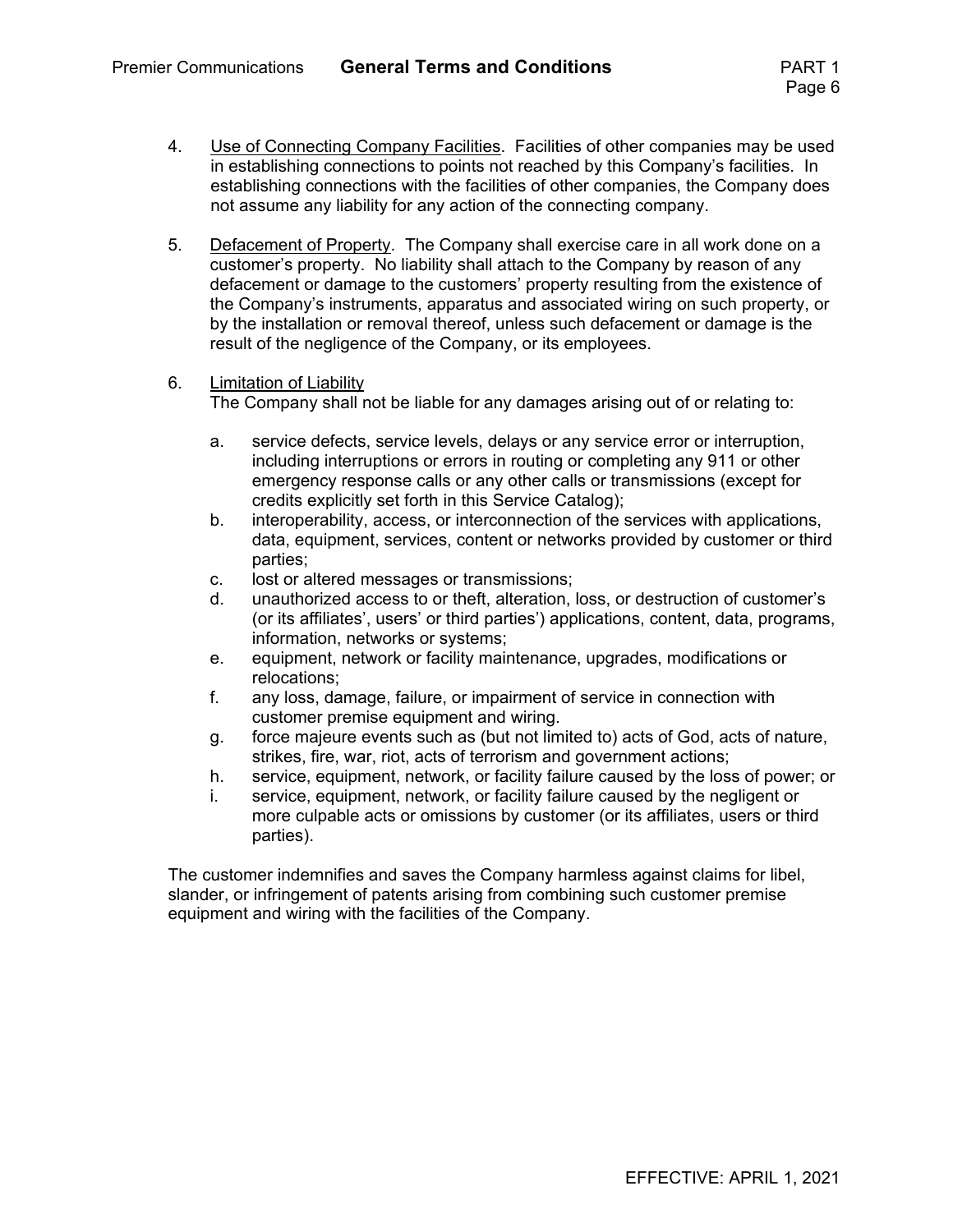4. Use of Connecting Company Facilities. Facilities of other companies may be used in establishing connections to points not reached by this Company's facilities. In establishing connections with the facilities of other companies, the Company does not assume any liability for any action of the connecting company.

5. Defacement of Property. The Company shall exercise care in all work done on a customer's property. No liability shall attach to the Company by reason of any defacement or damage to the customers' property resulting from the existence of the Company's instruments, apparatus and associated wiring on such property, or by the installation or removal thereof, unless such defacement or damage is the result of the negligence of the Company, or its employees.

6. Limitation of Liability
   The Company shall not be liable for any damages arising out of or relating to:

   a. service defects, service levels, delays or any service error or interruption, including interruptions or errors in routing or completing any 911 or other emergency response calls or any other calls or transmissions (except for credits explicitly set forth in this Service Catalog);
   b. interoperability, access, or interconnection of the services with applications, data, equipment, services, content or networks provided by customer or third parties;
   c. lost or altered messages or transmissions;
   d. unauthorized access to or theft, alteration, loss, or destruction of customer's (or its affiliates', users' or third parties') applications, content, data, programs, information, networks or systems;
   e. equipment, network or facility maintenance, upgrades, modifications or relocations;
   f. any loss, damage, failure, or impairment of service in connection with customer premise equipment and wiring.
   g. force majeure events such as (but not limited to) acts of God, acts of nature, strikes, fire, war, riot, acts of terrorism and government actions;
   h. service, equipment, network, or facility failure caused by the loss of power; or
   i. service, equipment, network, or facility failure caused by the negligent or more culpable acts or omissions by customer (or its affiliates, users or third parties).

The customer indemnifies and saves the Company harmless against claims for libel, slander, or infringement of patents arising from combining such customer premise equipment and wiring with the facilities of the Company.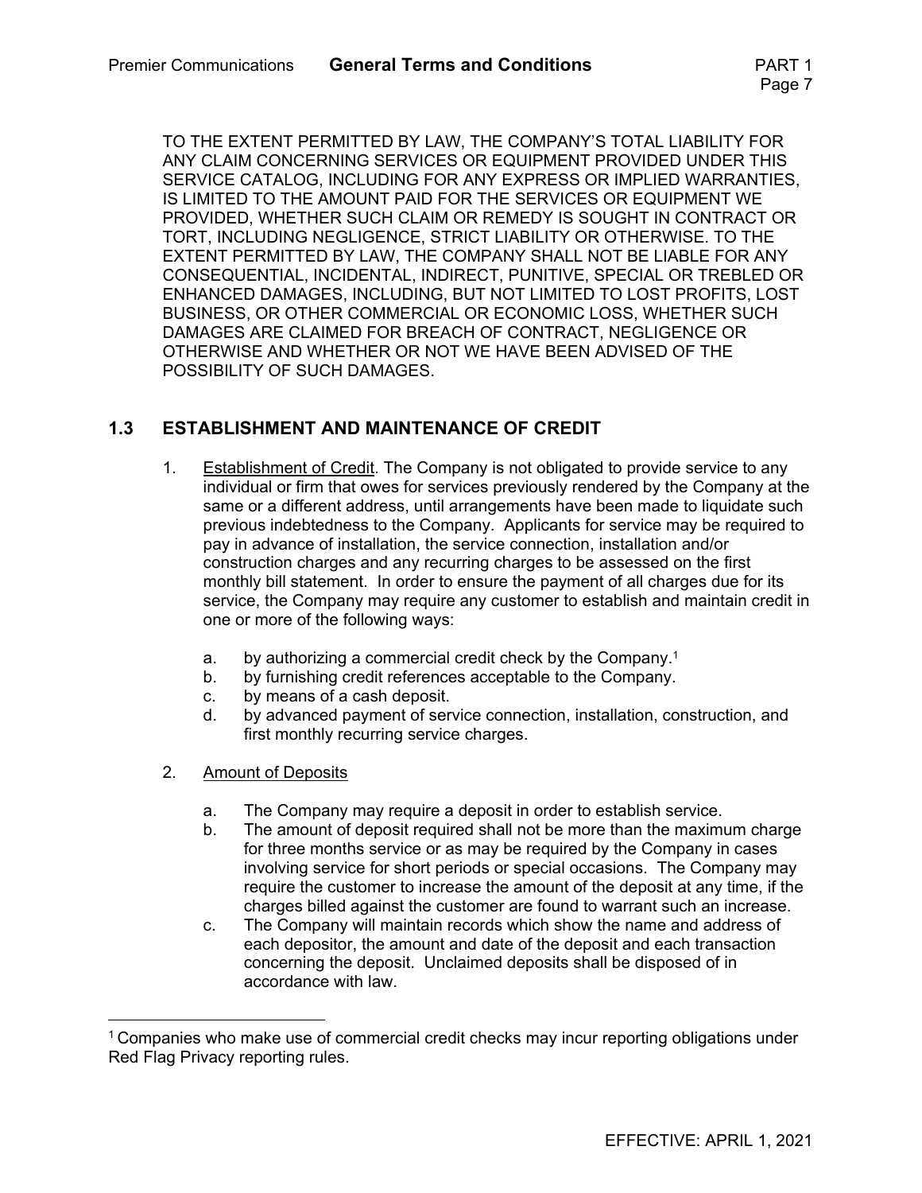TO THE EXTENT PERMITTED BY LAW, THE COMPANY'S TOTAL LIABILITY FOR ANY CLAIM CONCERNING SERVICES OR EQUIPMENT PROVIDED UNDER THIS SERVICE CATALOG, INCLUDING FOR ANY EXPRESS OR IMPLIED WARRANTIES, IS LIMITED TO THE AMOUNT PAID FOR THE SERVICES OR EQUIPMENT WE PROVIDED, WHETHER SUCH CLAIM OR REMEDY IS SOUGHT IN CONTRACT OR TORT, INCLUDING NEGLIGENCE, STRICT LIABILITY OR OTHERWISE. TO THE EXTENT PERMITTED BY LAW, THE COMPANY SHALL NOT BE LIABLE FOR ANY CONSEQUENTIAL, INCIDENTAL, INDIRECT, PUNITIVE, SPECIAL OR TREBLED OR ENHANCED DAMAGES, INCLUDING, BUT NOT LIMITED TO LOST PROFITS, LOST BUSINESS, OR OTHER COMMERCIAL OR ECONOMIC LOSS, WHETHER SUCH DAMAGES ARE CLAIMED FOR BREACH OF CONTRACT, NEGLIGENCE OR OTHERWISE AND WHETHER OR NOT WE HAVE BEEN ADVISED OF THE POSSIBILITY OF SUCH DAMAGES.

## 1.3 ESTABLISHMENT AND MAINTENANCE OF CREDIT

1. Establishment of Credit. The Company is not obligated to provide service to any individual or firm that owes for services previously rendered by the Company at the same or a different address, until arrangements have been made to liquidate such previous indebtedness to the Company. Applicants for service may be required to pay in advance of installation, the service connection, installation and/or construction charges and any recurring charges to be assessed on the first monthly bill statement. In order to ensure the payment of all charges due for its service, the Company may require any customer to establish and maintain credit in one or more of the following ways:

   a. by authorizing a commercial credit check by the Company.[1]
   b. by furnishing credit references acceptable to the Company.
   c. by means of a cash deposit.
   d. by advanced payment of service connection, installation, construction, and first monthly recurring service charges.

2. Amount of Deposits

   a. The Company may require a deposit in order to establish service.
   b. The amount of deposit required shall not be more than the maximum charge for three months service or as may be required by the Company in cases involving service for short periods or special occasions. The Company may require the customer to increase the amount of the deposit at any time, if the charges billed against the customer are found to warrant such an increase.
   c. The Company will maintain records which show the name and address of each depositor, the amount and date of the deposit and each transaction concerning the deposit. Unclaimed deposits shall be disposed of in accordance with law.

---

[1] Companies who make use of commercial credit checks may incur reporting obligations under Red Flag Privacy reporting rules.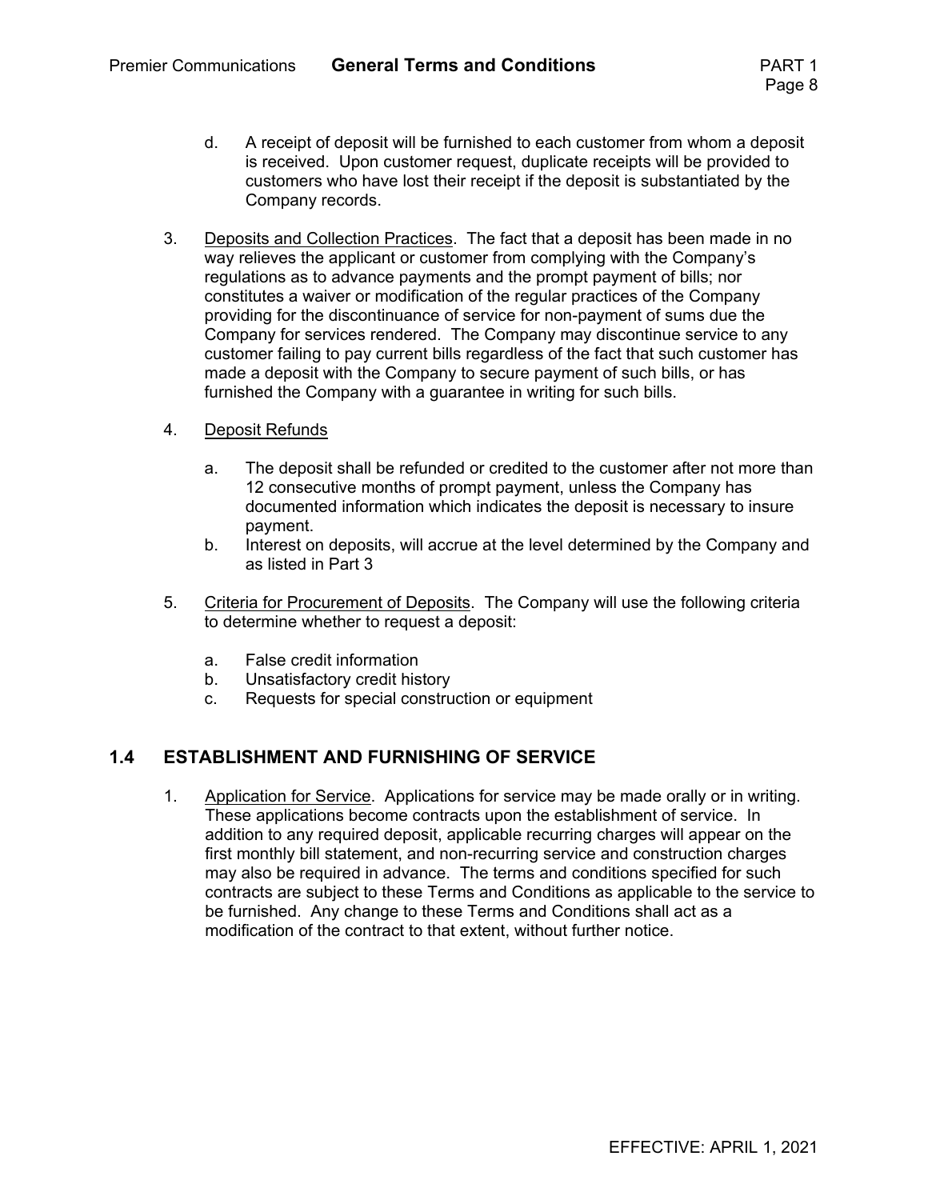d. A receipt of deposit will be furnished to each customer from whom a deposit is received. Upon customer request, duplicate receipts will be provided to customers who have lost their receipt if the deposit is substantiated by the Company records.

3. Deposits and Collection Practices. The fact that a deposit has been made in no way relieves the applicant or customer from complying with the Company's regulations as to advance payments and the prompt payment of bills; nor constitutes a waiver or modification of the regular practices of the Company providing for the discontinuance of service for non-payment of sums due the Company for services rendered. The Company may discontinue service to any customer failing to pay current bills regardless of the fact that such customer has made a deposit with the Company to secure payment of such bills, or has furnished the Company with a guarantee in writing for such bills.

4. Deposit Refunds

   a. The deposit shall be refunded or credited to the customer after not more than 12 consecutive months of prompt payment, unless the Company has documented information which indicates the deposit is necessary to insure payment.
   b. Interest on deposits, will accrue at the level determined by the Company and as listed in Part 3

5. Criteria for Procurement of Deposits. The Company will use the following criteria to determine whether to request a deposit:

   a. False credit information
   b. Unsatisfactory credit history
   c. Requests for special construction or equipment

## 1.4 ESTABLISHMENT AND FURNISHING OF SERVICE

1. Application for Service. Applications for service may be made orally or in writing. These applications become contracts upon the establishment of service. In addition to any required deposit, applicable recurring charges will appear on the first monthly bill statement, and non-recurring service and construction charges may also be required in advance. The terms and conditions specified for such contracts are subject to these Terms and Conditions as applicable to the service to be furnished. Any change to these Terms and Conditions shall act as a modification of the contract to that extent, without further notice.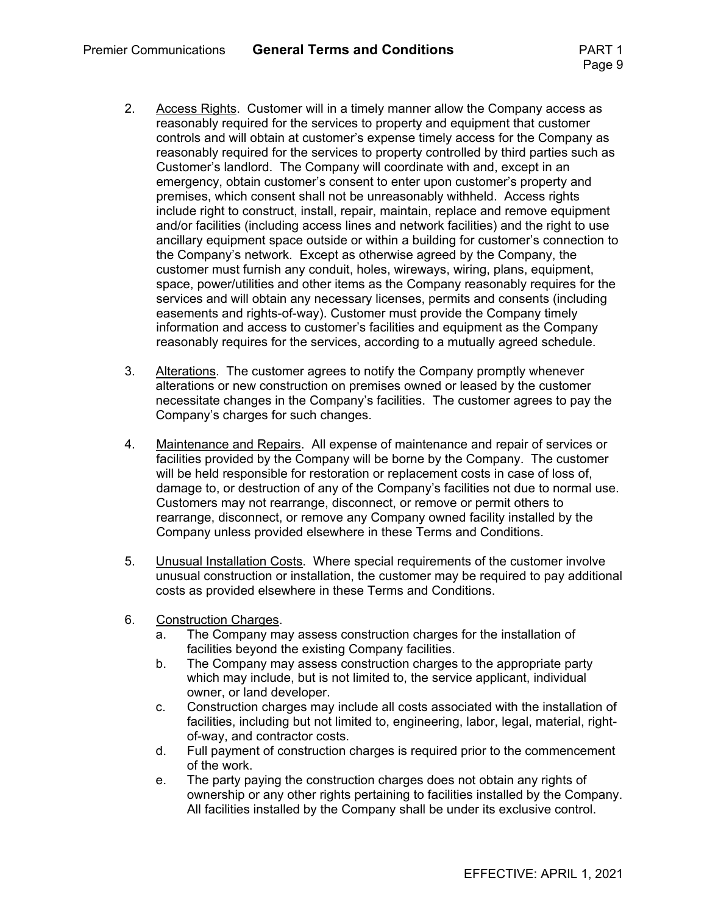2. Access Rights. Customer will in a timely manner allow the Company access as reasonably required for the services to property and equipment that customer controls and will obtain at customer's expense timely access for the Company as reasonably required for the services to property controlled by third parties such as Customer's landlord. The Company will coordinate with and, except in an emergency, obtain customer's consent to enter upon customer's property and premises, which consent shall not be unreasonably withheld. Access rights include right to construct, install, repair, maintain, replace and remove equipment and/or facilities (including access lines and network facilities) and the right to use ancillary equipment space outside or within a building for customer's connection to the Company's network. Except as otherwise agreed by the Company, the customer must furnish any conduit, holes, wireways, wiring, plans, equipment, space, power/utilities and other items as the Company reasonably requires for the services and will obtain any necessary licenses, permits and consents (including easements and rights-of-way). Customer must provide the Company timely information and access to customer's facilities and equipment as the Company reasonably requires for the services, according to a mutually agreed schedule.

3. Alterations. The customer agrees to notify the Company promptly whenever alterations or new construction on premises owned or leased by the customer necessitate changes in the Company's facilities. The customer agrees to pay the Company's charges for such changes.

4. Maintenance and Repairs. All expense of maintenance and repair of services or facilities provided by the Company will be borne by the Company. The customer will be held responsible for restoration or replacement costs in case of loss of, damage to, or destruction of any of the Company's facilities not due to normal use. Customers may not rearrange, disconnect, or remove or permit others to rearrange, disconnect, or remove any Company owned facility installed by the Company unless provided elsewhere in these Terms and Conditions.

5. Unusual Installation Costs. Where special requirements of the customer involve unusual construction or installation, the customer may be required to pay additional costs as provided elsewhere in these Terms and Conditions.

6. Construction Charges.
   a. The Company may assess construction charges for the installation of facilities beyond the existing Company facilities.
   b. The Company may assess construction charges to the appropriate party which may include, but is not limited to, the service applicant, individual owner, or land developer.
   c. Construction charges may include all costs associated with the installation of facilities, including but not limited to, engineering, labor, legal, material, right-of-way, and contractor costs.
   d. Full payment of construction charges is required prior to the commencement of the work.
   e. The party paying the construction charges does not obtain any rights of ownership or any other rights pertaining to facilities installed by the Company. All facilities installed by the Company shall be under its exclusive control.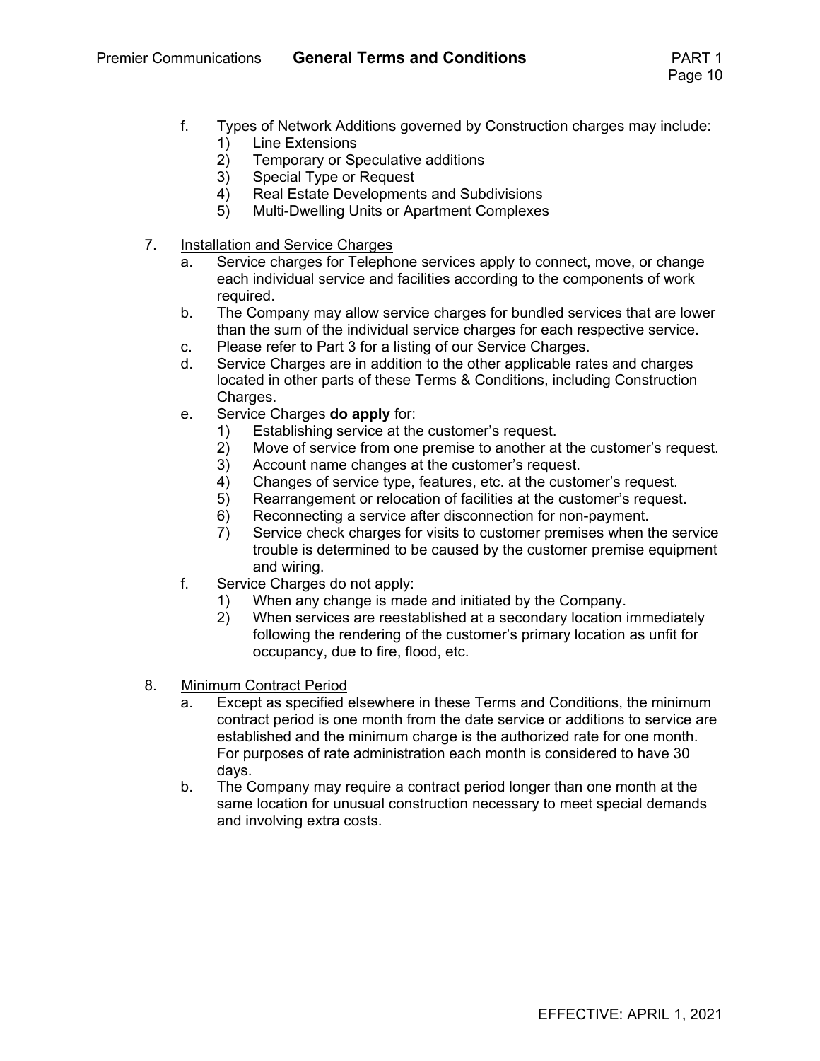f. Types of Network Additions governed by Construction charges may include:
   1) Line Extensions
   2) Temporary or Speculative additions
   3) Special Type or Request
   4) Real Estate Developments and Subdivisions
   5) Multi-Dwelling Units or Apartment Complexes

7. <u>Installation and Service Charges</u>
   a. Service charges for Telephone services apply to connect, move, or change each individual service and facilities according to the components of work required.
   b. The Company may allow service charges for bundled services that are lower than the sum of the individual service charges for each respective service.
   c. Please refer to Part 3 for a listing of our Service Charges.
   d. Service Charges are in addition to the other applicable rates and charges located in other parts of these Terms & Conditions, including Construction Charges.
   e. Service Charges **do apply** for:
      1) Establishing service at the customer's request.
      2) Move of service from one premise to another at the customer's request.
      3) Account name changes at the customer's request.
      4) Changes of service type, features, etc. at the customer's request.
      5) Rearrangement or relocation of facilities at the customer's request.
      6) Reconnecting a service after disconnection for non-payment.
      7) Service check charges for visits to customer premises when the service trouble is determined to be caused by the customer premise equipment and wiring.
   f. Service Charges do not apply:
      1) When any change is made and initiated by the Company.
      2) When services are reestablished at a secondary location immediately following the rendering of the customer's primary location as unfit for occupancy, due to fire, flood, etc.

8. <u>Minimum Contract Period</u>
   a. Except as specified elsewhere in these Terms and Conditions, the minimum contract period is one month from the date service or additions to service are established and the minimum charge is the authorized rate for one month. For purposes of rate administration each month is considered to have 30 days.
   b. The Company may require a contract period longer than one month at the same location for unusual construction necessary to meet special demands and involving extra costs.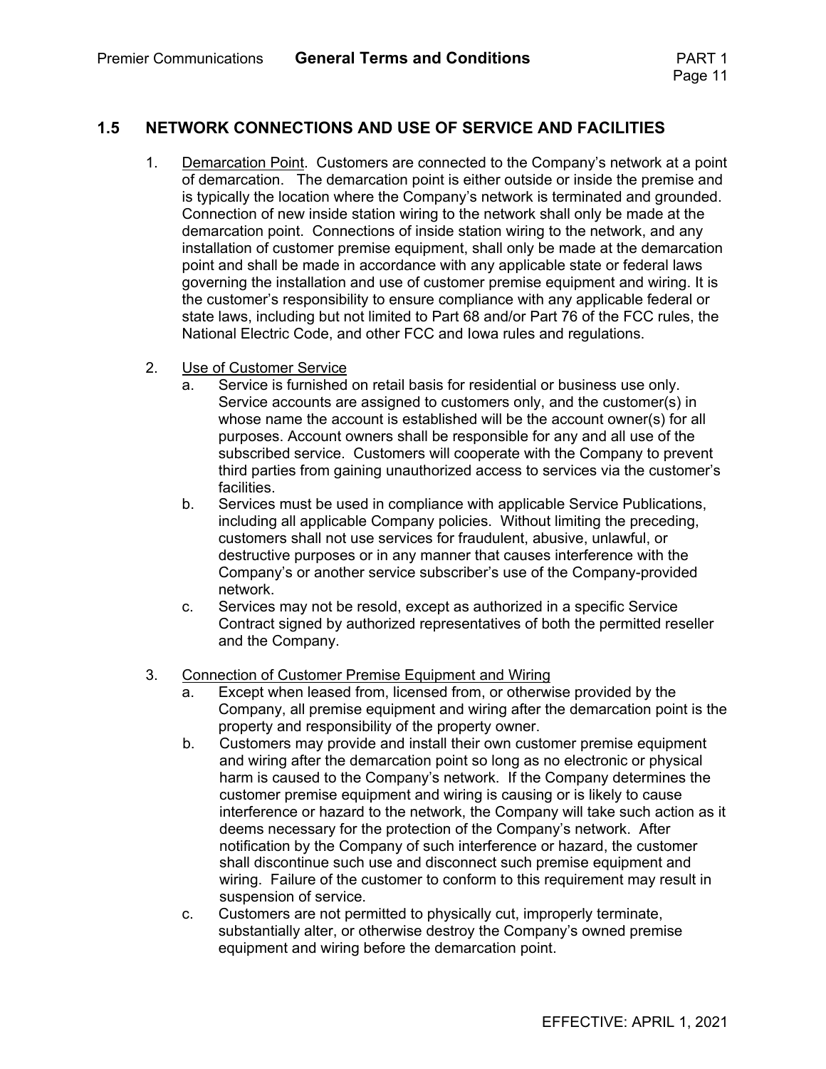## 1.5 NETWORK CONNECTIONS AND USE OF SERVICE AND FACILITIES

1. Demarcation Point. Customers are connected to the Company's network at a point of demarcation. The demarcation point is either outside or inside the premise and is typically the location where the Company's network is terminated and grounded. Connection of new inside station wiring to the network shall only be made at the demarcation point. Connections of inside station wiring to the network, and any installation of customer premise equipment, shall only be made at the demarcation point and shall be made in accordance with any applicable state or federal laws governing the installation and use of customer premise equipment and wiring. It is the customer's responsibility to ensure compliance with any applicable federal or state laws, including but not limited to Part 68 and/or Part 76 of the FCC rules, the National Electric Code, and other FCC and Iowa rules and regulations.

2. Use of Customer Service
   a. Service is furnished on retail basis for residential or business use only. Service accounts are assigned to customers only, and the customer(s) in whose name the account is established will be the account owner(s) for all purposes. Account owners shall be responsible for any and all use of the subscribed service. Customers will cooperate with the Company to prevent third parties from gaining unauthorized access to services via the customer's facilities.
   b. Services must be used in compliance with applicable Service Publications, including all applicable Company policies. Without limiting the preceding, customers shall not use services for fraudulent, abusive, unlawful, or destructive purposes or in any manner that causes interference with the Company's or another service subscriber's use of the Company-provided network.
   c. Services may not be resold, except as authorized in a specific Service Contract signed by authorized representatives of both the permitted reseller and the Company.

3. Connection of Customer Premise Equipment and Wiring
   a. Except when leased from, licensed from, or otherwise provided by the Company, all premise equipment and wiring after the demarcation point is the property and responsibility of the property owner.
   b. Customers may provide and install their own customer premise equipment and wiring after the demarcation point so long as no electronic or physical harm is caused to the Company's network. If the Company determines the customer premise equipment and wiring is causing or is likely to cause interference or hazard to the network, the Company will take such action as it deems necessary for the protection of the Company's network. After notification by the Company of such interference or hazard, the customer shall discontinue such use and disconnect such premise equipment and wiring. Failure of the customer to conform to this requirement may result in suspension of service.
   c. Customers are not permitted to physically cut, improperly terminate, substantially alter, or otherwise destroy the Company's owned premise equipment and wiring before the demarcation point.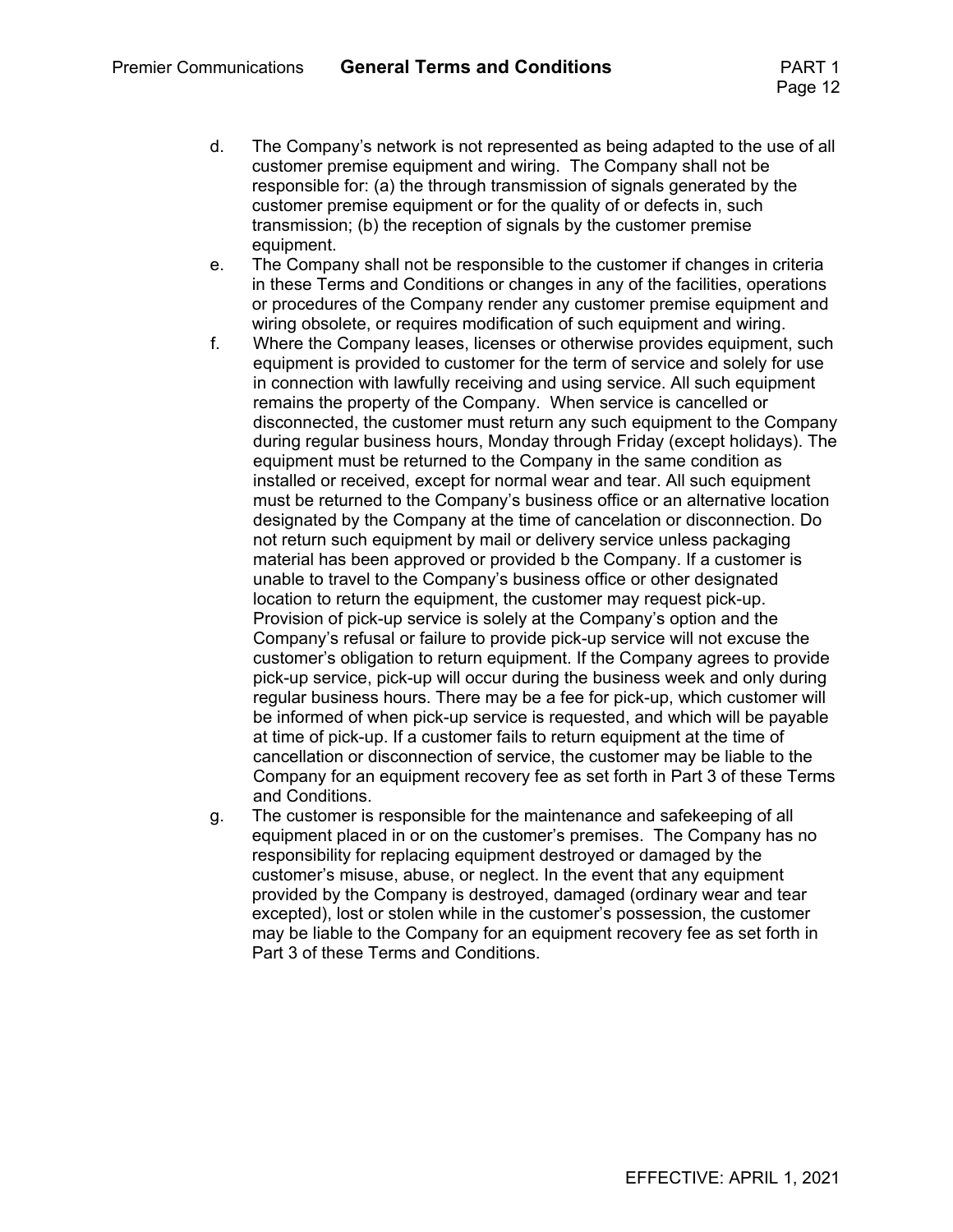d. The Company's network is not represented as being adapted to the use of all customer premise equipment and wiring. The Company shall not be responsible for: (a) the through transmission of signals generated by the customer premise equipment or for the quality of or defects in, such transmission; (b) the reception of signals by the customer premise equipment.

e. The Company shall not be responsible to the customer if changes in criteria in these Terms and Conditions or changes in any of the facilities, operations or procedures of the Company render any customer premise equipment and wiring obsolete, or requires modification of such equipment and wiring.

f. Where the Company leases, licenses or otherwise provides equipment, such equipment is provided to customer for the term of service and solely for use in connection with lawfully receiving and using service. All such equipment remains the property of the Company. When service is cancelled or disconnected, the customer must return any such equipment to the Company during regular business hours, Monday through Friday (except holidays). The equipment must be returned to the Company in the same condition as installed or received, except for normal wear and tear. All such equipment must be returned to the Company's business office or an alternative location designated by the Company at the time of cancelation or disconnection. Do not return such equipment by mail or delivery service unless packaging material has been approved or provided b the Company. If a customer is unable to travel to the Company's business office or other designated location to return the equipment, the customer may request pick-up. Provision of pick-up service is solely at the Company's option and the Company's refusal or failure to provide pick-up service will not excuse the customer's obligation to return equipment. If the Company agrees to provide pick-up service, pick-up will occur during the business week and only during regular business hours. There may be a fee for pick-up, which customer will be informed of when pick-up service is requested, and which will be payable at time of pick-up. If a customer fails to return equipment at the time of cancellation or disconnection of service, the customer may be liable to the Company for an equipment recovery fee as set forth in Part 3 of these Terms and Conditions.

g. The customer is responsible for the maintenance and safekeeping of all equipment placed in or on the customer's premises. The Company has no responsibility for replacing equipment destroyed or damaged by the customer's misuse, abuse, or neglect. In the event that any equipment provided by the Company is destroyed, damaged (ordinary wear and tear excepted), lost or stolen while in the customer's possession, the customer may be liable to the Company for an equipment recovery fee as set forth in Part 3 of these Terms and Conditions.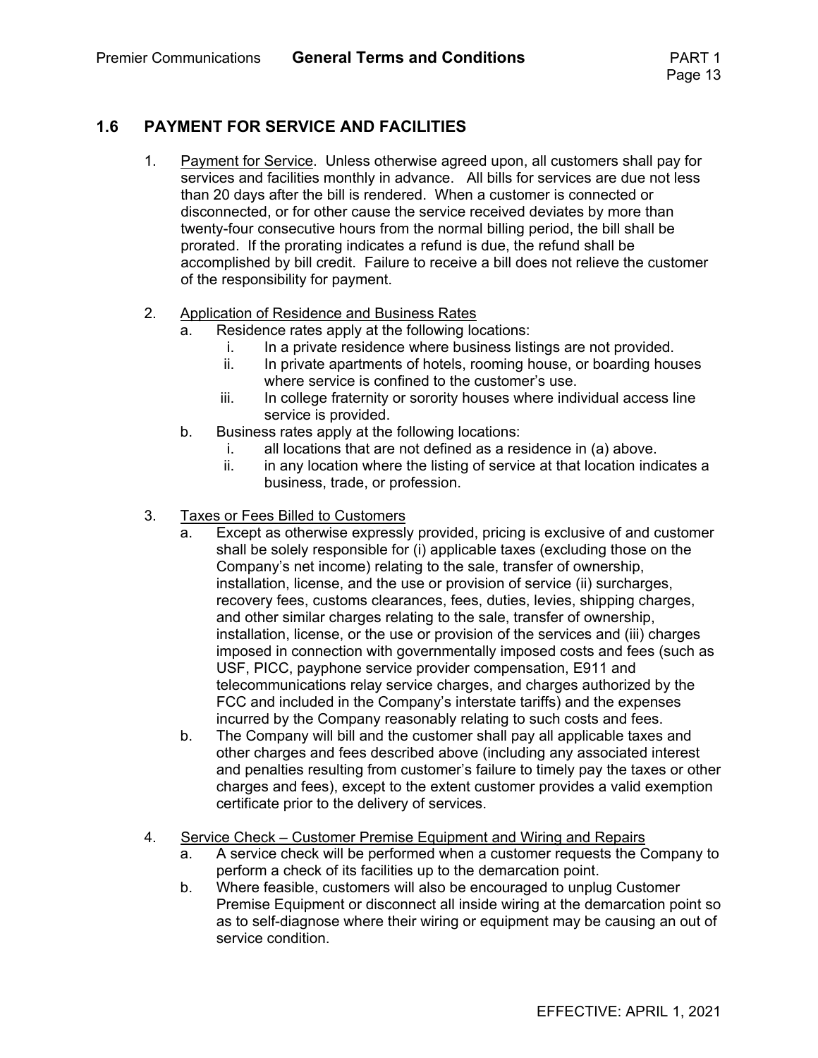## 1.6 PAYMENT FOR SERVICE AND FACILITIES

1. Payment for Service. Unless otherwise agreed upon, all customers shall pay for services and facilities monthly in advance. All bills for services are due not less than 20 days after the bill is rendered. When a customer is connected or disconnected, or for other cause the service received deviates by more than twenty-four consecutive hours from the normal billing period, the bill shall be prorated. If the prorating indicates a refund is due, the refund shall be accomplished by bill credit. Failure to receive a bill does not relieve the customer of the responsibility for payment.

2. Application of Residence and Business Rates
   a. Residence rates apply at the following locations:
      i. In a private residence where business listings are not provided.
      ii. In private apartments of hotels, rooming house, or boarding houses where service is confined to the customer's use.
      iii. In college fraternity or sorority houses where individual access line service is provided.
   b. Business rates apply at the following locations:
      i. all locations that are not defined as a residence in (a) above.
      ii. in any location where the listing of service at that location indicates a business, trade, or profession.

3. Taxes or Fees Billed to Customers
   a. Except as otherwise expressly provided, pricing is exclusive of and customer shall be solely responsible for (i) applicable taxes (excluding those on the Company's net income) relating to the sale, transfer of ownership, installation, license, and the use or provision of service (ii) surcharges, recovery fees, customs clearances, fees, duties, levies, shipping charges, and other similar charges relating to the sale, transfer of ownership, installation, license, or the use or provision of the services and (iii) charges imposed in connection with governmentally imposed costs and fees (such as USF, PICC, payphone service provider compensation, E911 and telecommunications relay service charges, and charges authorized by the FCC and included in the Company's interstate tariffs) and the expenses incurred by the Company reasonably relating to such costs and fees.
   b. The Company will bill and the customer shall pay all applicable taxes and other charges and fees described above (including any associated interest and penalties resulting from customer's failure to timely pay the taxes or other charges and fees), except to the extent customer provides a valid exemption certificate prior to the delivery of services.

4. Service Check – Customer Premise Equipment and Wiring and Repairs
   a. A service check will be performed when a customer requests the Company to perform a check of its facilities up to the demarcation point.
   b. Where feasible, customers will also be encouraged to unplug Customer Premise Equipment or disconnect all inside wiring at the demarcation point so as to self-diagnose where their wiring or equipment may be causing an out of service condition.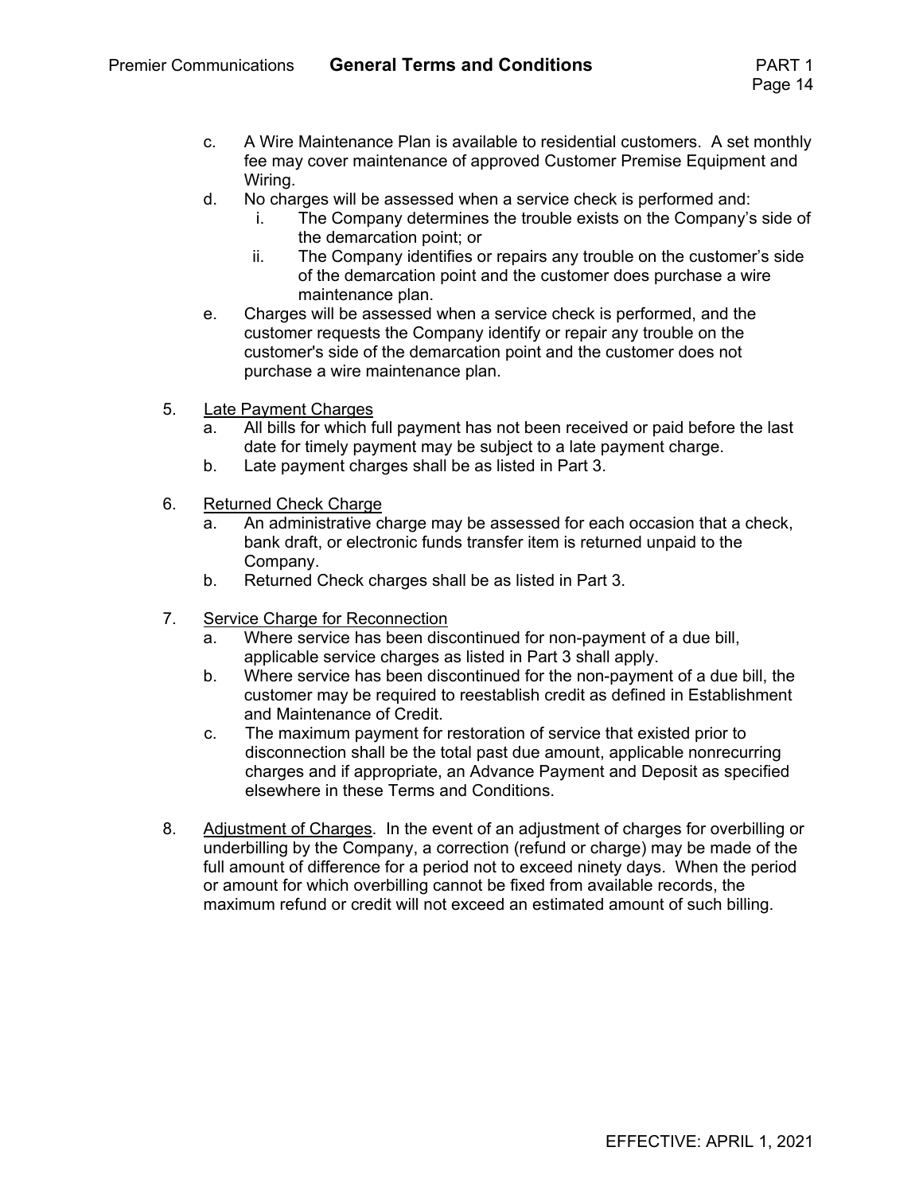c. A Wire Maintenance Plan is available to residential customers. A set monthly fee may cover maintenance of approved Customer Premise Equipment and Wiring.

d. No charges will be assessed when a service check is performed and:
   i. The Company determines the trouble exists on the Company's side of the demarcation point; or
   ii. The Company identifies or repairs any trouble on the customer's side of the demarcation point and the customer does purchase a wire maintenance plan.

e. Charges will be assessed when a service check is performed, and the customer requests the Company identify or repair any trouble on the customer's side of the demarcation point and the customer does not purchase a wire maintenance plan.

5. <u>Late Payment Charges</u>
   a. All bills for which full payment has not been received or paid before the last date for timely payment may be subject to a late payment charge.
   b. Late payment charges shall be as listed in Part 3.

6. <u>Returned Check Charge</u>
   a. An administrative charge may be assessed for each occasion that a check, bank draft, or electronic funds transfer item is returned unpaid to the Company.
   b. Returned Check charges shall be as listed in Part 3.

7. <u>Service Charge for Reconnection</u>
   a. Where service has been discontinued for non-payment of a due bill, applicable service charges as listed in Part 3 shall apply.
   b. Where service has been discontinued for the non-payment of a due bill, the customer may be required to reestablish credit as defined in Establishment and Maintenance of Credit.
   c. The maximum payment for restoration of service that existed prior to disconnection shall be the total past due amount, applicable nonrecurring charges and if appropriate, an Advance Payment and Deposit as specified elsewhere in these Terms and Conditions.

8. <u>Adjustment of Charges</u>. In the event of an adjustment of charges for overbilling or underbilling by the Company, a correction (refund or charge) may be made of the full amount of difference for a period not to exceed ninety days. When the period or amount for which overbilling cannot be fixed from available records, the maximum refund or credit will not exceed an estimated amount of such billing.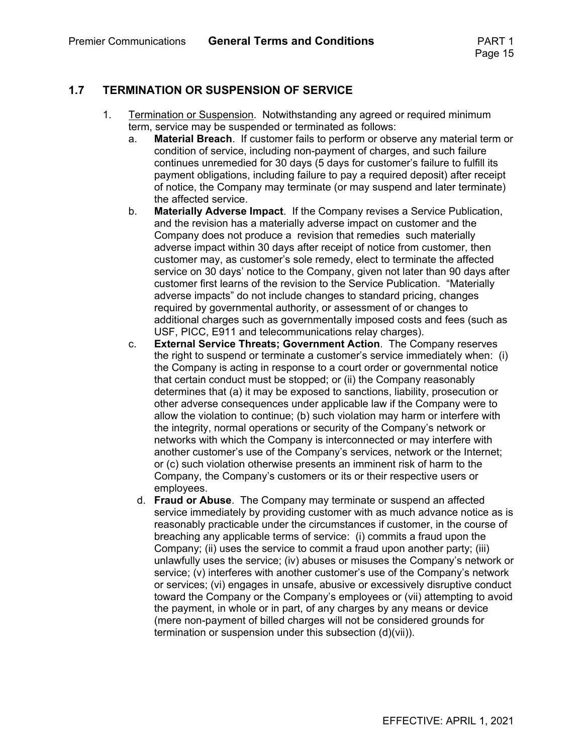## 1.7 TERMINATION OR SUSPENSION OF SERVICE

1. Termination or Suspension. Notwithstanding any agreed or required minimum term, service may be suspended or terminated as follows:
   a. **Material Breach**. If customer fails to perform or observe any material term or condition of service, including non-payment of charges, and such failure continues unremedied for 30 days (5 days for customer's failure to fulfill its payment obligations, including failure to pay a required deposit) after receipt of notice, the Company may terminate (or may suspend and later terminate) the affected service.
   b. **Materially Adverse Impact**. If the Company revises a Service Publication, and the revision has a materially adverse impact on customer and the Company does not produce a revision that remedies such materially adverse impact within 30 days after receipt of notice from customer, then customer may, as customer's sole remedy, elect to terminate the affected service on 30 days' notice to the Company, given not later than 90 days after customer first learns of the revision to the Service Publication. "Materially adverse impacts" do not include changes to standard pricing, changes required by governmental authority, or assessment of or changes to additional charges such as governmentally imposed costs and fees (such as USF, PICC, E911 and telecommunications relay charges).
   c. **External Service Threats; Government Action**. The Company reserves the right to suspend or terminate a customer's service immediately when: (i) the Company is acting in response to a court order or governmental notice that certain conduct must be stopped; or (ii) the Company reasonably determines that (a) it may be exposed to sanctions, liability, prosecution or other adverse consequences under applicable law if the Company were to allow the violation to continue; (b) such violation may harm or interfere with the integrity, normal operations or security of the Company's network or networks with which the Company is interconnected or may interfere with another customer's use of the Company's services, network or the Internet; or (c) such violation otherwise presents an imminent risk of harm to the Company, the Company's customers or its or their respective users or employees.
   d. **Fraud or Abuse**. The Company may terminate or suspend an affected service immediately by providing customer with as much advance notice as is reasonably practicable under the circumstances if customer, in the course of breaching any applicable terms of service: (i) commits a fraud upon the Company; (ii) uses the service to commit a fraud upon another party; (iii) unlawfully uses the service; (iv) abuses or misuses the Company's network or service; (v) interferes with another customer's use of the Company's network or services; (vi) engages in unsafe, abusive or excessively disruptive conduct toward the Company or the Company's employees or (vii) attempting to avoid the payment, in whole or in part, of any charges by any means or device (mere non-payment of billed charges will not be considered grounds for termination or suspension under this subsection (d)(vii)).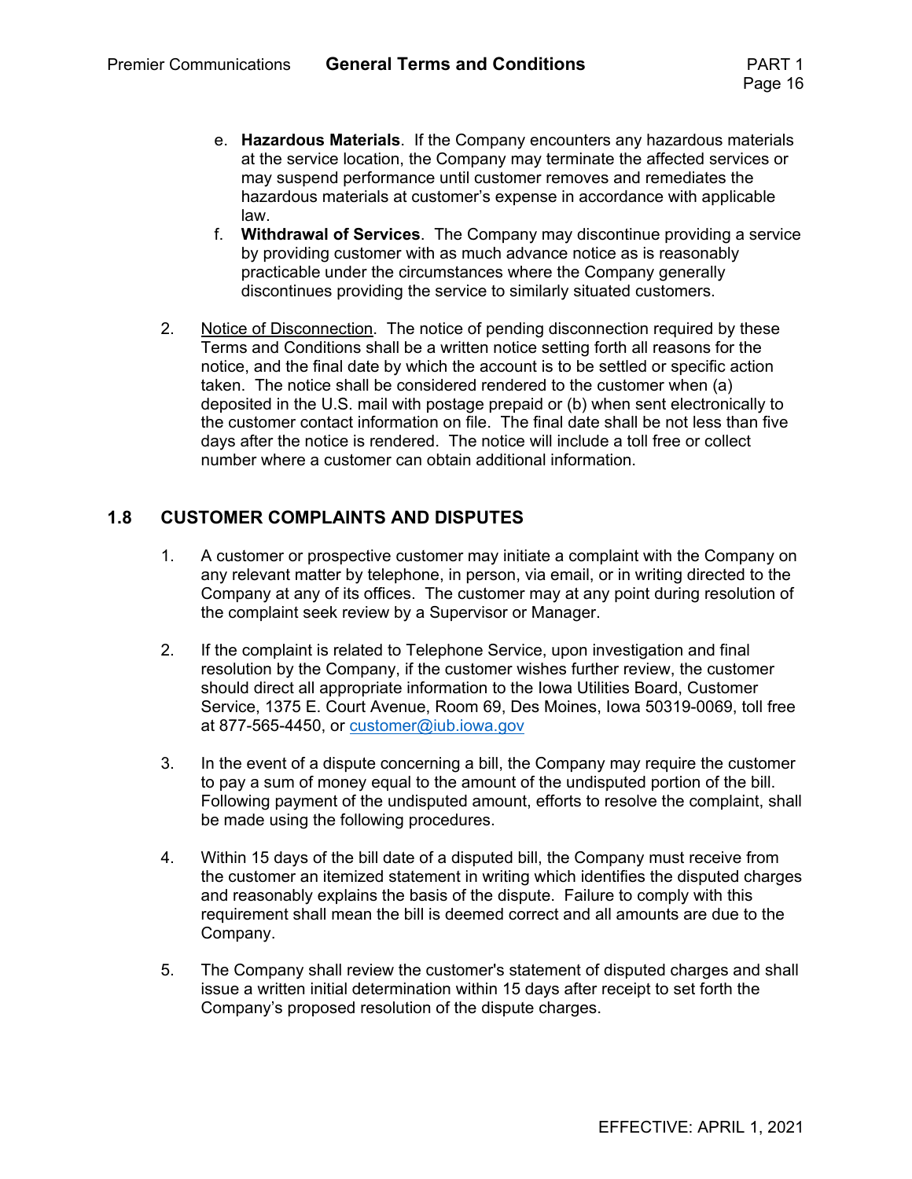e. **Hazardous Materials**. If the Company encounters any hazardous materials at the service location, the Company may terminate the affected services or may suspend performance until customer removes and remediates the hazardous materials at customer's expense in accordance with applicable law.

f. **Withdrawal of Services**. The Company may discontinue providing a service by providing customer with as much advance notice as is reasonably practicable under the circumstances where the Company generally discontinues providing the service to similarly situated customers.

2. Notice of Disconnection. The notice of pending disconnection required by these Terms and Conditions shall be a written notice setting forth all reasons for the notice, and the final date by which the account is to be settled or specific action taken. The notice shall be considered rendered to the customer when (a) deposited in the U.S. mail with postage prepaid or (b) when sent electronically to the customer contact information on file. The final date shall be not less than five days after the notice is rendered. The notice will include a toll free or collect number where a customer can obtain additional information.

## 1.8 CUSTOMER COMPLAINTS AND DISPUTES

1. A customer or prospective customer may initiate a complaint with the Company on any relevant matter by telephone, in person, via email, or in writing directed to the Company at any of its offices. The customer may at any point during resolution of the complaint seek review by a Supervisor or Manager.

2. If the complaint is related to Telephone Service, upon investigation and final resolution by the Company, if the customer wishes further review, the customer should direct all appropriate information to the Iowa Utilities Board, Customer Service, 1375 E. Court Avenue, Room 69, Des Moines, Iowa 50319-0069, toll free at 877-565-4450, or customer@iub.iowa.gov

3. In the event of a dispute concerning a bill, the Company may require the customer to pay a sum of money equal to the amount of the undisputed portion of the bill. Following payment of the undisputed amount, efforts to resolve the complaint, shall be made using the following procedures.

4. Within 15 days of the bill date of a disputed bill, the Company must receive from the customer an itemized statement in writing which identifies the disputed charges and reasonably explains the basis of the dispute. Failure to comply with this requirement shall mean the bill is deemed correct and all amounts are due to the Company.

5. The Company shall review the customer's statement of disputed charges and shall issue a written initial determination within 15 days after receipt to set forth the Company's proposed resolution of the dispute charges.

EFFECTIVE: APRIL 1, 2021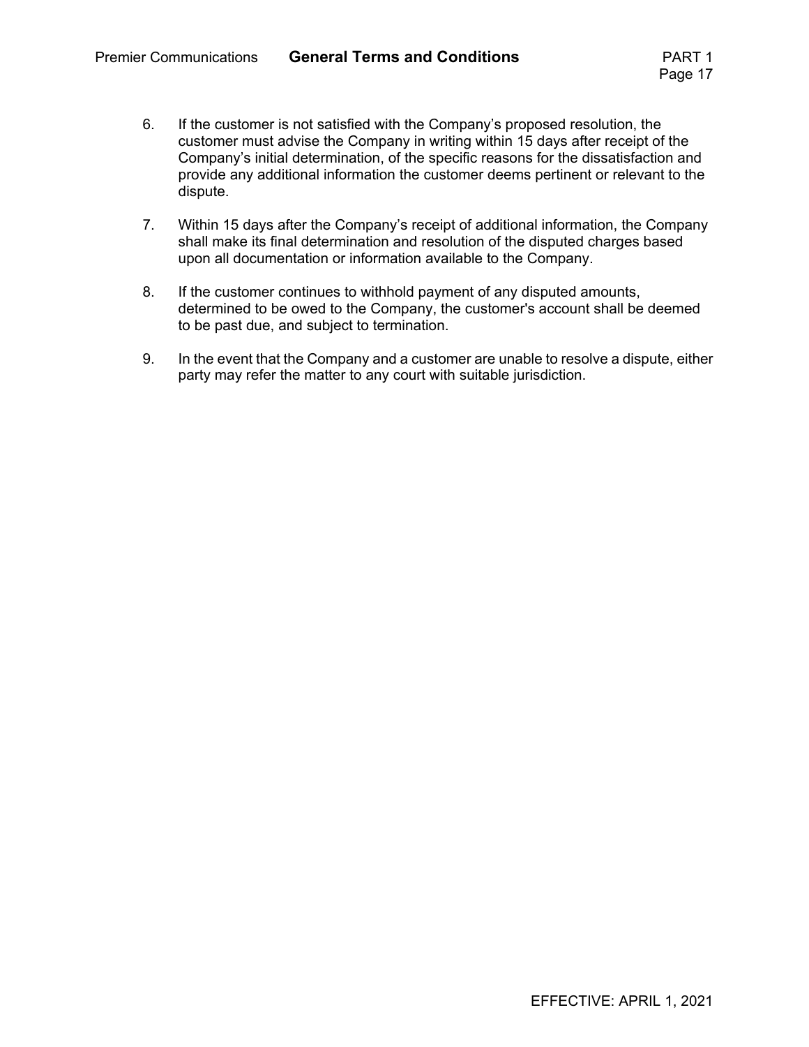6. If the customer is not satisfied with the Company's proposed resolution, the customer must advise the Company in writing within 15 days after receipt of the Company's initial determination, of the specific reasons for the dissatisfaction and provide any additional information the customer deems pertinent or relevant to the dispute.

7. Within 15 days after the Company's receipt of additional information, the Company shall make its final determination and resolution of the disputed charges based upon all documentation or information available to the Company.

8. If the customer continues to withhold payment of any disputed amounts, determined to be owed to the Company, the customer's account shall be deemed to be past due, and subject to termination.

9. In the event that the Company and a customer are unable to resolve a dispute, either party may refer the matter to any court with suitable jurisdiction.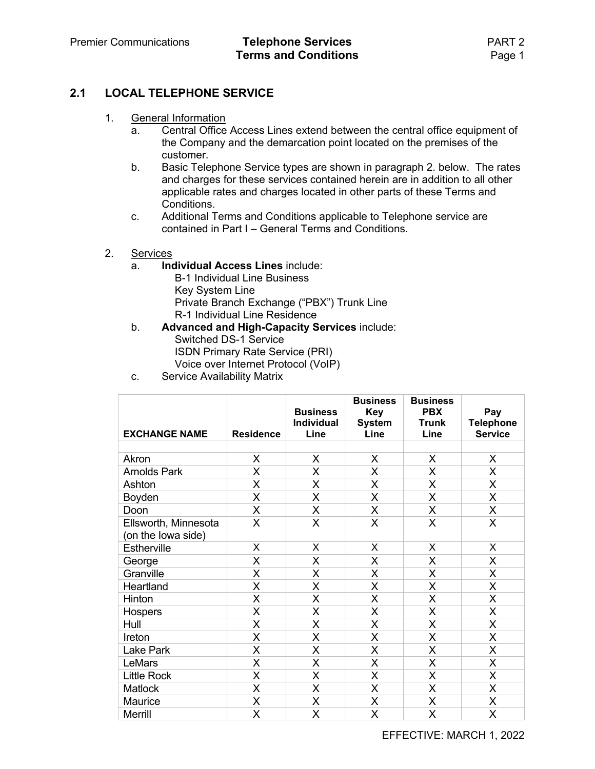## 2.1 LOCAL TELEPHONE SERVICE

1. General Information
   a. Central Office Access Lines extend between the central office equipment of the Company and the demarcation point located on the premises of the customer.
   b. Basic Telephone Service types are shown in paragraph 2. below. The rates and charges for these services contained herein are in addition to all other applicable rates and charges located in other parts of these Terms and Conditions.
   c. Additional Terms and Conditions applicable to Telephone service are contained in Part I – General Terms and Conditions.

2. Services
   a. **Individual Access Lines** include:
      B-1 Individual Line Business
      Key System Line
      Private Branch Exchange ("PBX") Trunk Line
      R-1 Individual Line Residence
   b. **Advanced and High-Capacity Services** include:
      Switched DS-1 Service
      ISDN Primary Rate Service (PRI)
      Voice over Internet Protocol (VoIP)
   c. Service Availability Matrix

| EXCHANGE NAME | Residence | Business Individual Line | Business Key System Line | Business PBX Trunk Line | Pay Telephone Service |
|---|---|---|---|---|---|
| Akron | X | X | X | X | X |
| Arnolds Park | X | X | X | X | X |
| Ashton | X | X | X | X | X |
| Boyden | X | X | X | X | X |
| Doon | X | X | X | X | X |
| Ellsworth, Minnesota (on the Iowa side) | X | X | X | X | X |
| Estherville | X | X | X | X | X |
| George | X | X | X | X | X |
| Granville | X | X | X | X | X |
| Heartland | X | X | X | X | X |
| Hinton | X | X | X | X | X |
| Hospers | X | X | X | X | X |
| Hull | X | X | X | X | X |
| Ireton | X | X | X | X | X |
| Lake Park | X | X | X | X | X |
| LeMars | X | X | X | X | X |
| Little Rock | X | X | X | X | X |
| Matlock | X | X | X | X | X |
| Maurice | X | X | X | X | X |
| Merrill | X | X | X | X | X |

EFFECTIVE: MARCH 1, 2022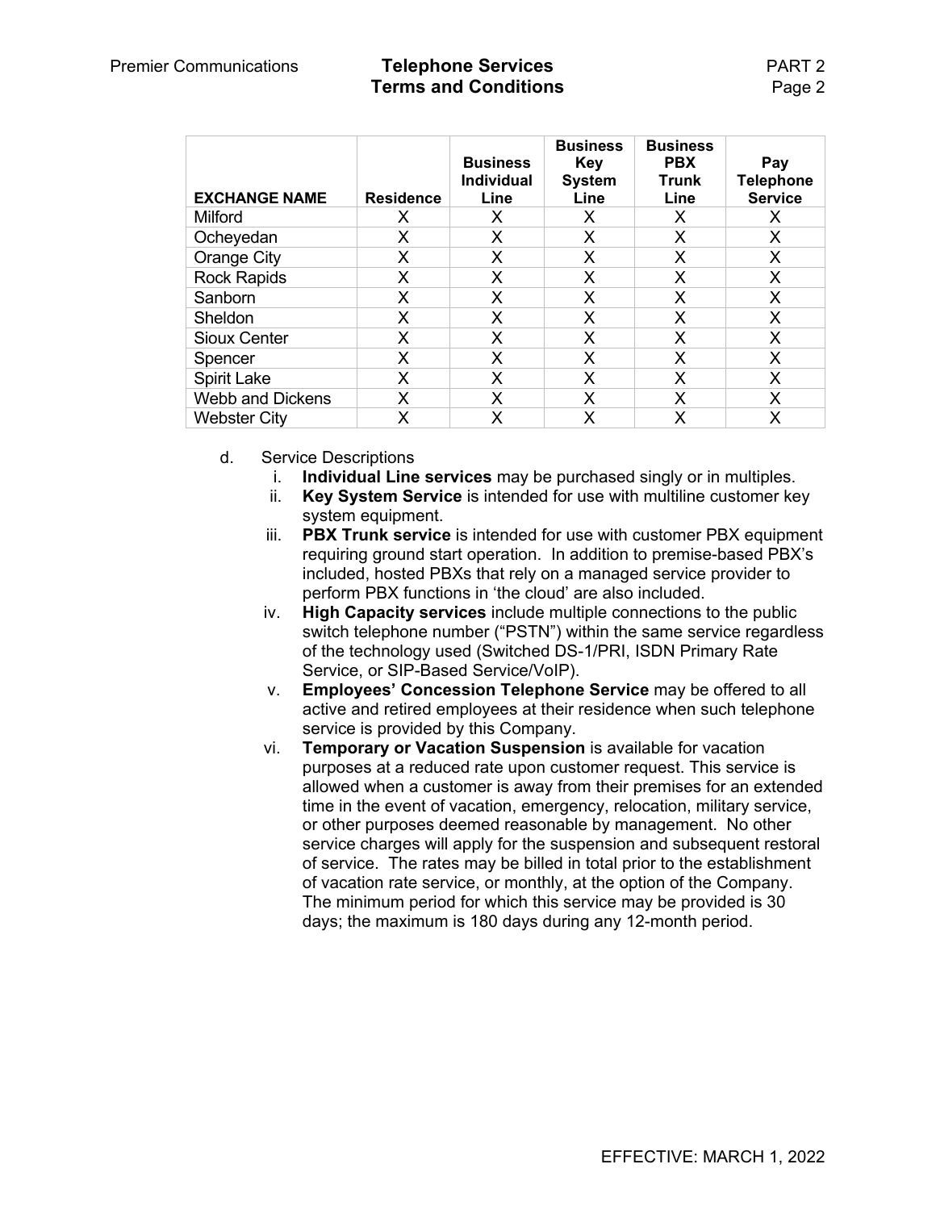| EXCHANGE NAME | Residence | Business Individual Line | Business Key System Line | Business PBX Trunk Line | Pay Telephone Service |
|---|---|---|---|---|---|
| Milford | X | X | X | X | X |
| Ocheyedan | X | X | X | X | X |
| Orange City | X | X | X | X | X |
| Rock Rapids | X | X | X | X | X |
| Sanborn | X | X | X | X | X |
| Sheldon | X | X | X | X | X |
| Sioux Center | X | X | X | X | X |
| Spencer | X | X | X | X | X |
| Spirit Lake | X | X | X | X | X |
| Webb and Dickens | X | X | X | X | X |
| Webster City | X | X | X | X | X |

d. Service Descriptions

i. **Individual Line services** may be purchased singly or in multiples.

ii. **Key System Service** is intended for use with multiline customer key system equipment.

iii. **PBX Trunk service** is intended for use with customer PBX equipment requiring ground start operation. In addition to premise-based PBX's included, hosted PBXs that rely on a managed service provider to perform PBX functions in 'the cloud' are also included.

iv. **High Capacity services** include multiple connections to the public switch telephone number ("PSTN") within the same service regardless of the technology used (Switched DS-1/PRI, ISDN Primary Rate Service, or SIP-Based Service/VoIP).

v. **Employees' Concession Telephone Service** may be offered to all active and retired employees at their residence when such telephone service is provided by this Company.

vi. **Temporary or Vacation Suspension** is available for vacation purposes at a reduced rate upon customer request. This service is allowed when a customer is away from their premises for an extended time in the event of vacation, emergency, relocation, military service, or other purposes deemed reasonable by management. No other service charges will apply for the suspension and subsequent restoral of service. The rates may be billed in total prior to the establishment of vacation rate service, or monthly, at the option of the Company. The minimum period for which this service may be provided is 30 days; the maximum is 180 days during any 12-month period.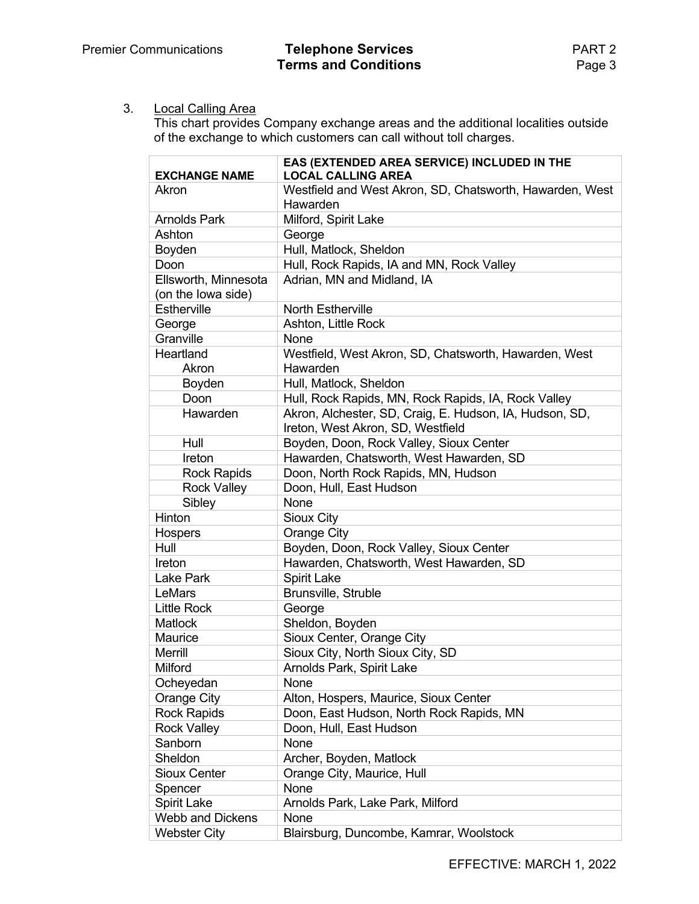3. Local Calling Area

   This chart provides Company exchange areas and the additional localities outside of the exchange to which customers can call without toll charges.

| EXCHANGE NAME | EAS (EXTENDED AREA SERVICE) INCLUDED IN THE LOCAL CALLING AREA |
|---|---|
| Akron | Westfield and West Akron, SD, Chatsworth, Hawarden, West Hawarden |
| Arnolds Park | Milford, Spirit Lake |
| Ashton | George |
| Boyden | Hull, Matlock, Sheldon |
| Doon | Hull, Rock Rapids, IA and MN, Rock Valley |
| Ellsworth, Minnesota (on the Iowa side) | Adrian, MN and Midland, IA |
| Estherville | North Estherville |
| George | Ashton, Little Rock |
| Granville | None |
| Heartland Akron | Westfield, West Akron, SD, Chatsworth, Hawarden, West Hawarden |
| Boyden | Hull, Matlock, Sheldon |
| Doon | Hull, Rock Rapids, MN, Rock Rapids, IA, Rock Valley |
| Hawarden | Akron, Alchester, SD, Craig, E. Hudson, IA, Hudson, SD, Ireton, West Akron, SD, Westfield |
| Hull | Boyden, Doon, Rock Valley, Sioux Center |
| Ireton | Hawarden, Chatsworth, West Hawarden, SD |
| Rock Rapids | Doon, North Rock Rapids, MN, Hudson |
| Rock Valley | Doon, Hull, East Hudson |
| Sibley | None |
| Hinton | Sioux City |
| Hospers | Orange City |
| Hull | Boyden, Doon, Rock Valley, Sioux Center |
| Ireton | Hawarden, Chatsworth, West Hawarden, SD |
| Lake Park | Spirit Lake |
| LeMars | Brunsville, Struble |
| Little Rock | George |
| Matlock | Sheldon, Boyden |
| Maurice | Sioux Center, Orange City |
| Merrill | Sioux City, North Sioux City, SD |
| Milford | Arnolds Park, Spirit Lake |
| Ocheyedan | None |
| Orange City | Alton, Hospers, Maurice, Sioux Center |
| Rock Rapids | Doon, East Hudson, North Rock Rapids, MN |
| Rock Valley | Doon, Hull, East Hudson |
| Sanborn | None |
| Sheldon | Archer, Boyden, Matlock |
| Sioux Center | Orange City, Maurice, Hull |
| Spencer | None |
| Spirit Lake | Arnolds Park, Lake Park, Milford |
| Webb and Dickens | None |
| Webster City | Blairsburg, Duncombe, Kamrar, Woolstock |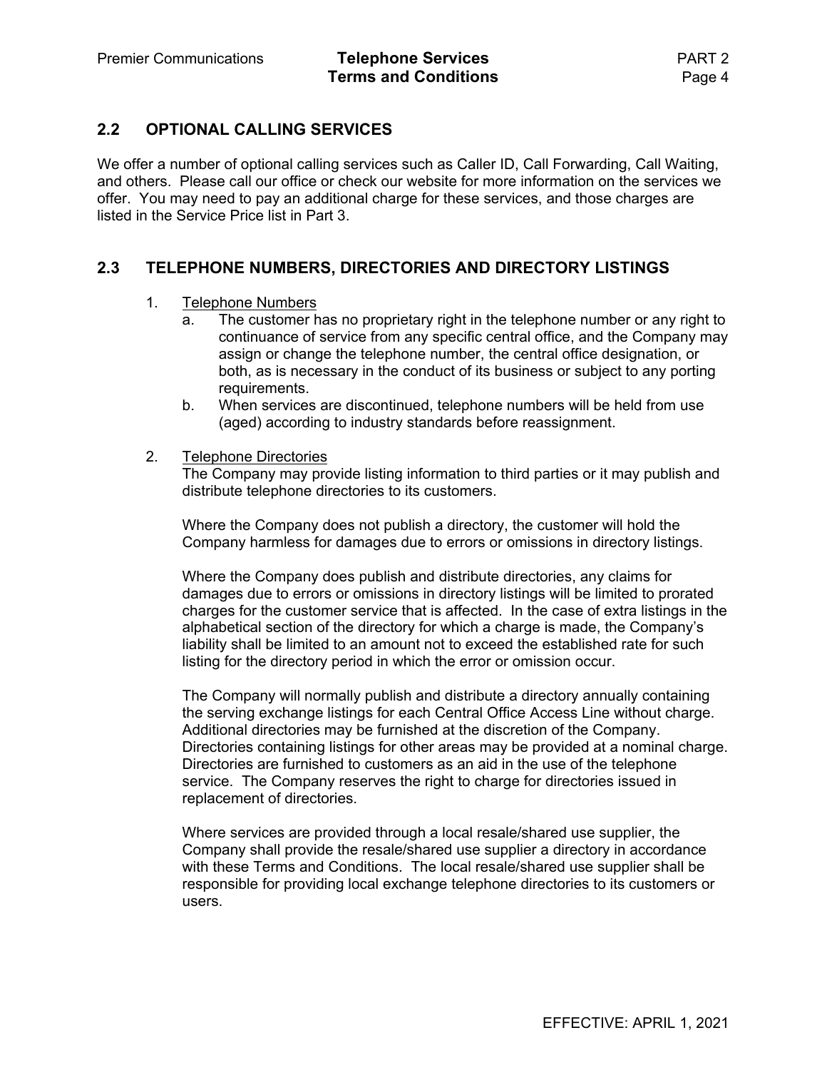## 2.2 OPTIONAL CALLING SERVICES

We offer a number of optional calling services such as Caller ID, Call Forwarding, Call Waiting, and others. Please call our office or check our website for more information on the services we offer. You may need to pay an additional charge for these services, and those charges are listed in the Service Price list in Part 3.

## 2.3 TELEPHONE NUMBERS, DIRECTORIES AND DIRECTORY LISTINGS

1. Telephone Numbers
   a. The customer has no proprietary right in the telephone number or any right to continuance of service from any specific central office, and the Company may assign or change the telephone number, the central office designation, or both, as is necessary in the conduct of its business or subject to any porting requirements.
   b. When services are discontinued, telephone numbers will be held from use (aged) according to industry standards before reassignment.

2. Telephone Directories

   The Company may provide listing information to third parties or it may publish and distribute telephone directories to its customers.

   Where the Company does not publish a directory, the customer will hold the Company harmless for damages due to errors or omissions in directory listings.

   Where the Company does publish and distribute directories, any claims for damages due to errors or omissions in directory listings will be limited to prorated charges for the customer service that is affected. In the case of extra listings in the alphabetical section of the directory for which a charge is made, the Company's liability shall be limited to an amount not to exceed the established rate for such listing for the directory period in which the error or omission occur.

   The Company will normally publish and distribute a directory annually containing the serving exchange listings for each Central Office Access Line without charge. Additional directories may be furnished at the discretion of the Company. Directories containing listings for other areas may be provided at a nominal charge. Directories are furnished to customers as an aid in the use of the telephone service. The Company reserves the right to charge for directories issued in replacement of directories.

   Where services are provided through a local resale/shared use supplier, the Company shall provide the resale/shared use supplier a directory in accordance with these Terms and Conditions. The local resale/shared use supplier shall be responsible for providing local exchange telephone directories to its customers or users.

EFFECTIVE: APRIL 1, 2021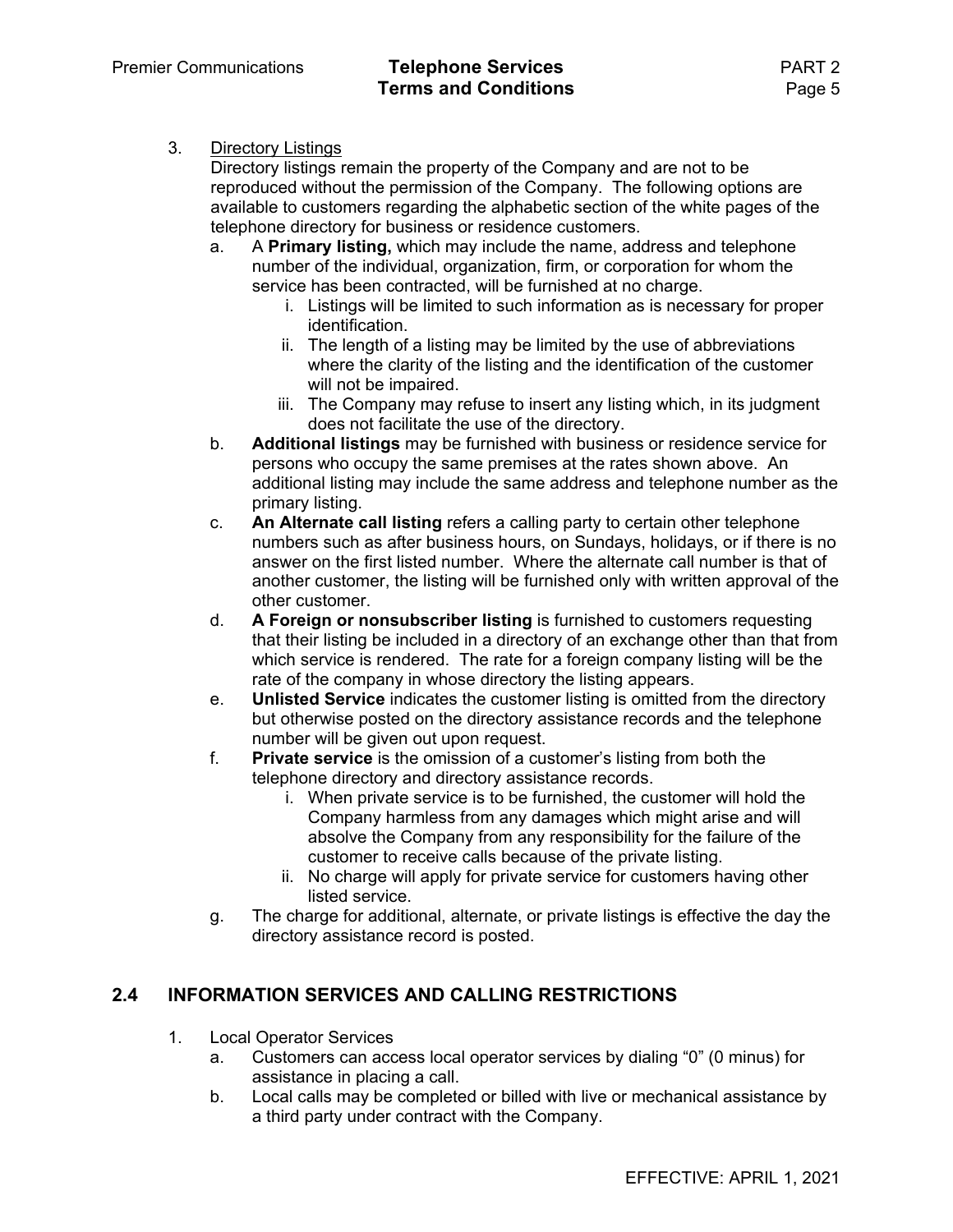3. <u>Directory Listings</u>
   Directory listings remain the property of the Company and are not to be reproduced without the permission of the Company. The following options are available to customers regarding the alphabetic section of the white pages of the telephone directory for business or residence customers.
   a. A **Primary listing,** which may include the name, address and telephone number of the individual, organization, firm, or corporation for whom the service has been contracted, will be furnished at no charge.
      i. Listings will be limited to such information as is necessary for proper identification.
      ii. The length of a listing may be limited by the use of abbreviations where the clarity of the listing and the identification of the customer will not be impaired.
      iii. The Company may refuse to insert any listing which, in its judgment does not facilitate the use of the directory.
   b. **Additional listings** may be furnished with business or residence service for persons who occupy the same premises at the rates shown above. An additional listing may include the same address and telephone number as the primary listing.
   c. **An Alternate call listing** refers a calling party to certain other telephone numbers such as after business hours, on Sundays, holidays, or if there is no answer on the first listed number. Where the alternate call number is that of another customer, the listing will be furnished only with written approval of the other customer.
   d. **A Foreign or nonsubscriber listing** is furnished to customers requesting that their listing be included in a directory of an exchange other than that from which service is rendered. The rate for a foreign company listing will be the rate of the company in whose directory the listing appears.
   e. **Unlisted Service** indicates the customer listing is omitted from the directory but otherwise posted on the directory assistance records and the telephone number will be given out upon request.
   f. **Private service** is the omission of a customer's listing from both the telephone directory and directory assistance records.
      i. When private service is to be furnished, the customer will hold the Company harmless from any damages which might arise and will absolve the Company from any responsibility for the failure of the customer to receive calls because of the private listing.
      ii. No charge will apply for private service for customers having other listed service.
   g. The charge for additional, alternate, or private listings is effective the day the directory assistance record is posted.

## 2.4 INFORMATION SERVICES AND CALLING RESTRICTIONS

1. Local Operator Services
   a. Customers can access local operator services by dialing "0" (0 minus) for assistance in placing a call.
   b. Local calls may be completed or billed with live or mechanical assistance by a third party under contract with the Company.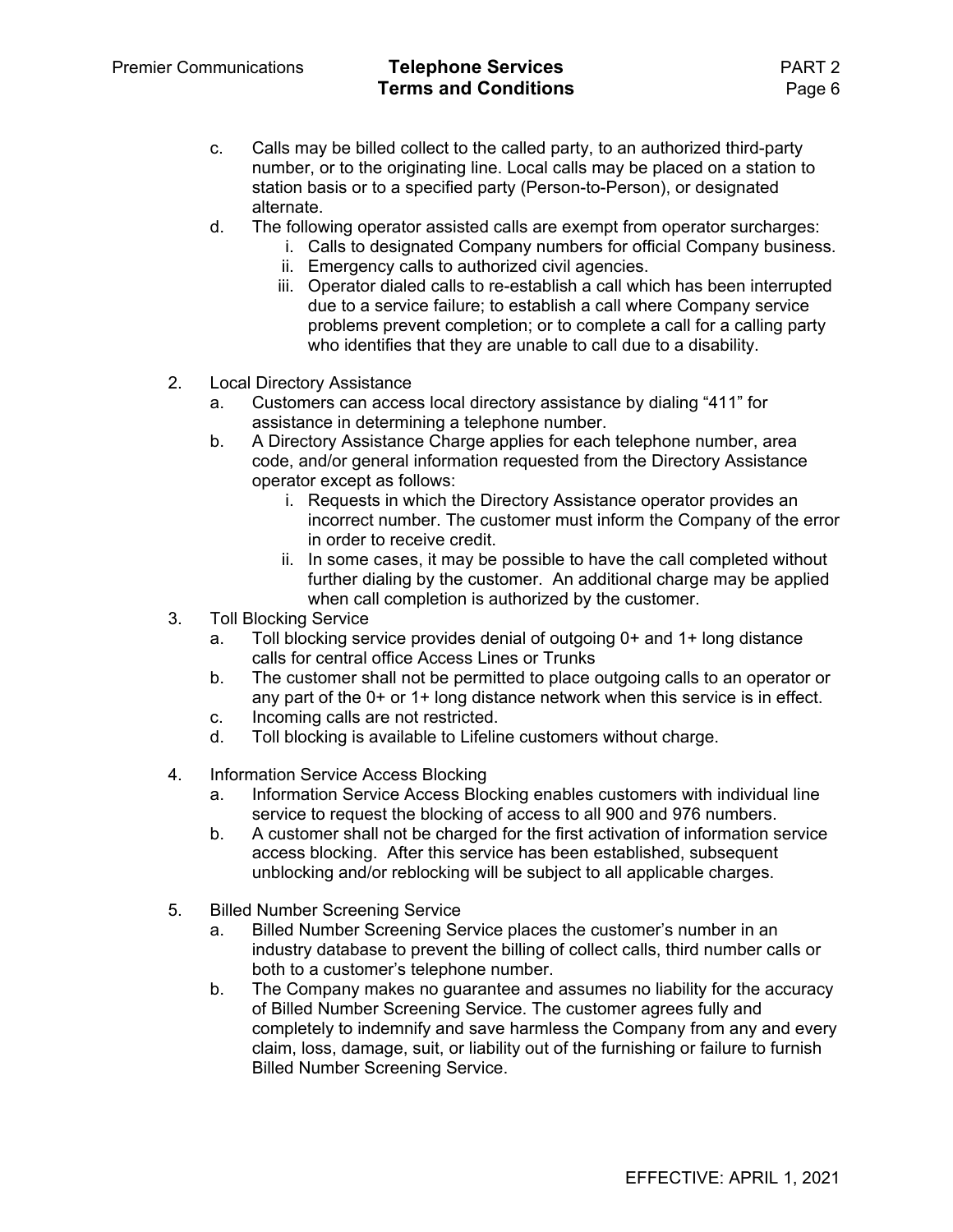c. Calls may be billed collect to the called party, to an authorized third-party number, or to the originating line. Local calls may be placed on a station to station basis or to a specified party (Person-to-Person), or designated alternate.

d. The following operator assisted calls are exempt from operator surcharges:
    i. Calls to designated Company numbers for official Company business.
    ii. Emergency calls to authorized civil agencies.
    iii. Operator dialed calls to re-establish a call which has been interrupted due to a service failure; to establish a call where Company service problems prevent completion; or to complete a call for a calling party who identifies that they are unable to call due to a disability.

2. Local Directory Assistance
    a. Customers can access local directory assistance by dialing "411" for assistance in determining a telephone number.
    b. A Directory Assistance Charge applies for each telephone number, area code, and/or general information requested from the Directory Assistance operator except as follows:
        i. Requests in which the Directory Assistance operator provides an incorrect number. The customer must inform the Company of the error in order to receive credit.
        ii. In some cases, it may be possible to have the call completed without further dialing by the customer. An additional charge may be applied when call completion is authorized by the customer.

3. Toll Blocking Service
    a. Toll blocking service provides denial of outgoing 0+ and 1+ long distance calls for central office Access Lines or Trunks
    b. The customer shall not be permitted to place outgoing calls to an operator or any part of the 0+ or 1+ long distance network when this service is in effect.
    c. Incoming calls are not restricted.
    d. Toll blocking is available to Lifeline customers without charge.

4. Information Service Access Blocking
    a. Information Service Access Blocking enables customers with individual line service to request the blocking of access to all 900 and 976 numbers.
    b. A customer shall not be charged for the first activation of information service access blocking. After this service has been established, subsequent unblocking and/or reblocking will be subject to all applicable charges.

5. Billed Number Screening Service
    a. Billed Number Screening Service places the customer's number in an industry database to prevent the billing of collect calls, third number calls or both to a customer's telephone number.
    b. The Company makes no guarantee and assumes no liability for the accuracy of Billed Number Screening Service. The customer agrees fully and completely to indemnify and save harmless the Company from any and every claim, loss, damage, suit, or liability out of the furnishing or failure to furnish Billed Number Screening Service.

EFFECTIVE: APRIL 1, 2021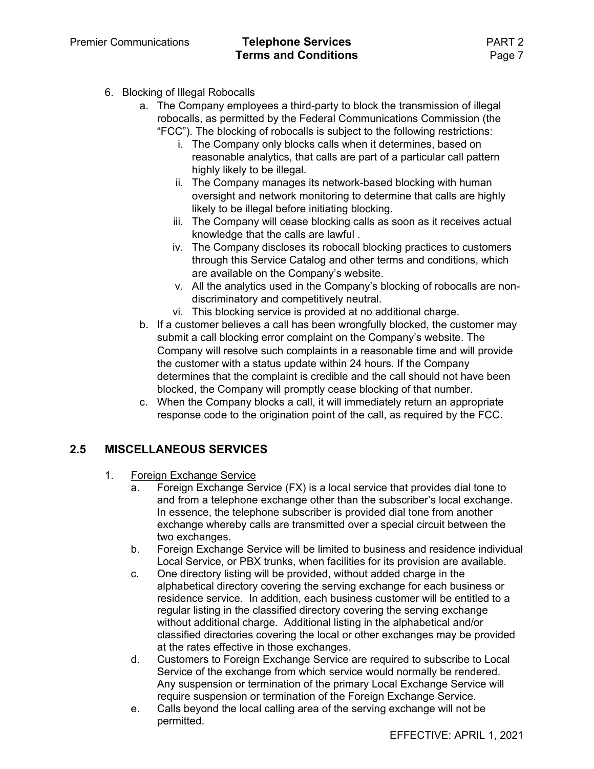6. Blocking of Illegal Robocalls
   a. The Company employees a third-party to block the transmission of illegal robocalls, as permitted by the Federal Communications Commission (the "FCC"). The blocking of robocalls is subject to the following restrictions:
      i. The Company only blocks calls when it determines, based on reasonable analytics, that calls are part of a particular call pattern highly likely to be illegal.
      ii. The Company manages its network-based blocking with human oversight and network monitoring to determine that calls are highly likely to be illegal before initiating blocking.
      iii. The Company will cease blocking calls as soon as it receives actual knowledge that the calls are lawful .
      iv. The Company discloses its robocall blocking practices to customers through this Service Catalog and other terms and conditions, which are available on the Company's website.
      v. All the analytics used in the Company's blocking of robocalls are non-discriminatory and competitively neutral.
      vi. This blocking service is provided at no additional charge.
   b. If a customer believes a call has been wrongfully blocked, the customer may submit a call blocking error complaint on the Company's website. The Company will resolve such complaints in a reasonable time and will provide the customer with a status update within 24 hours. If the Company determines that the complaint is credible and the call should not have been blocked, the Company will promptly cease blocking of that number.
   c. When the Company blocks a call, it will immediately return an appropriate response code to the origination point of the call, as required by the FCC.

## 2.5 MISCELLANEOUS SERVICES

1. Foreign Exchange Service
   a. Foreign Exchange Service (FX) is a local service that provides dial tone to and from a telephone exchange other than the subscriber's local exchange. In essence, the telephone subscriber is provided dial tone from another exchange whereby calls are transmitted over a special circuit between the two exchanges.
   b. Foreign Exchange Service will be limited to business and residence individual Local Service, or PBX trunks, when facilities for its provision are available.
   c. One directory listing will be provided, without added charge in the alphabetical directory covering the serving exchange for each business or residence service. In addition, each business customer will be entitled to a regular listing in the classified directory covering the serving exchange without additional charge. Additional listing in the alphabetical and/or classified directories covering the local or other exchanges may be provided at the rates effective in those exchanges.
   d. Customers to Foreign Exchange Service are required to subscribe to Local Service of the exchange from which service would normally be rendered. Any suspension or termination of the primary Local Exchange Service will require suspension or termination of the Foreign Exchange Service.
   e. Calls beyond the local calling area of the serving exchange will not be permitted.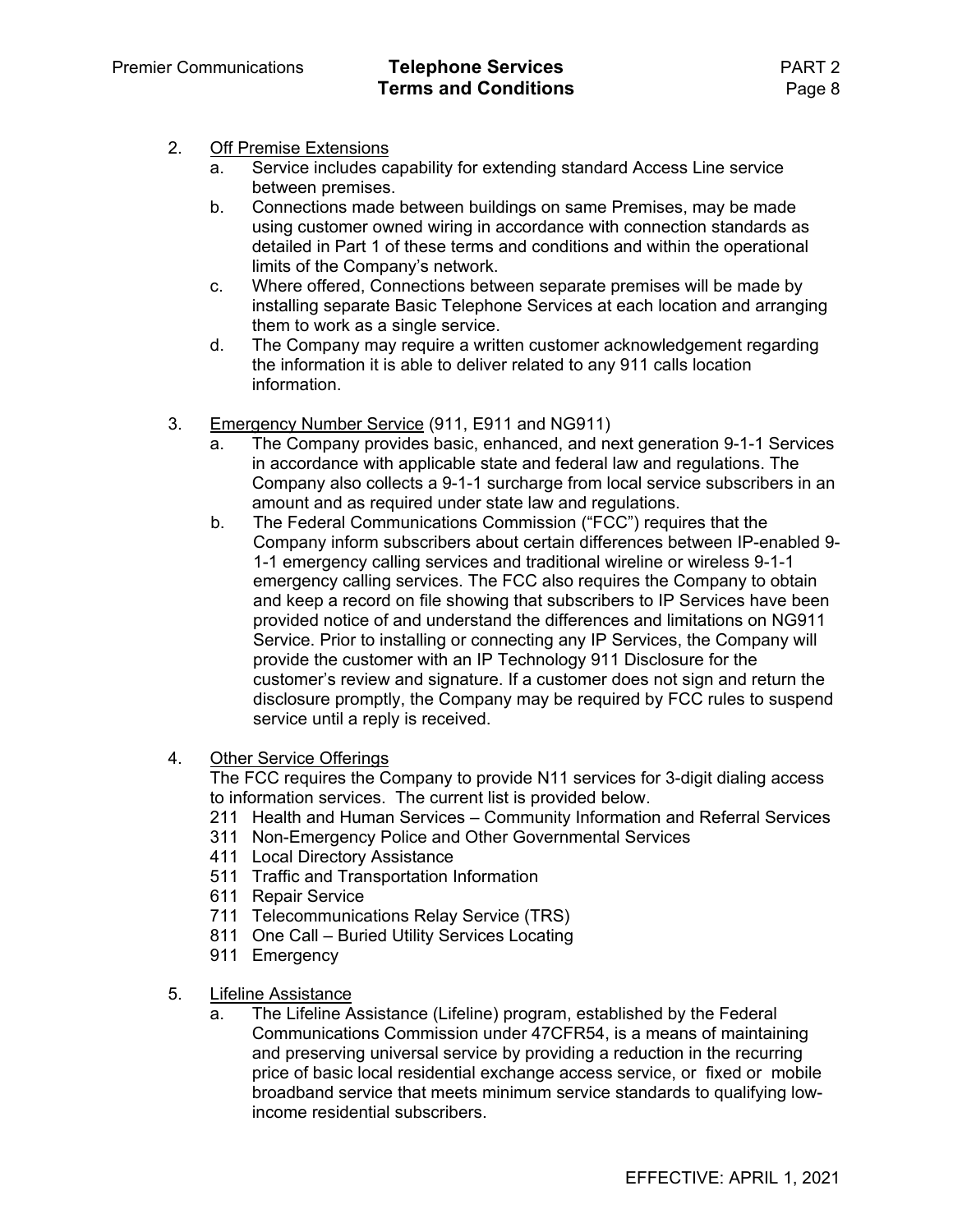2. Off Premise Extensions
   a. Service includes capability for extending standard Access Line service between premises.
   b. Connections made between buildings on same Premises, may be made using customer owned wiring in accordance with connection standards as detailed in Part 1 of these terms and conditions and within the operational limits of the Company's network.
   c. Where offered, Connections between separate premises will be made by installing separate Basic Telephone Services at each location and arranging them to work as a single service.
   d. The Company may require a written customer acknowledgement regarding the information it is able to deliver related to any 911 calls location information.

3. Emergency Number Service (911, E911 and NG911)
   a. The Company provides basic, enhanced, and next generation 9-1-1 Services in accordance with applicable state and federal law and regulations. The Company also collects a 9-1-1 surcharge from local service subscribers in an amount and as required under state law and regulations.
   b. The Federal Communications Commission ("FCC") requires that the Company inform subscribers about certain differences between IP-enabled 9-1-1 emergency calling services and traditional wireline or wireless 9-1-1 emergency calling services. The FCC also requires the Company to obtain and keep a record on file showing that subscribers to IP Services have been provided notice of and understand the differences and limitations on NG911 Service. Prior to installing or connecting any IP Services, the Company will provide the customer with an IP Technology 911 Disclosure for the customer's review and signature. If a customer does not sign and return the disclosure promptly, the Company may be required by FCC rules to suspend service until a reply is received.

4. Other Service Offerings
   The FCC requires the Company to provide N11 services for 3-digit dialing access to information services. The current list is provided below.
   211 Health and Human Services – Community Information and Referral Services
   311 Non-Emergency Police and Other Governmental Services
   411 Local Directory Assistance
   511 Traffic and Transportation Information
   611 Repair Service
   711 Telecommunications Relay Service (TRS)
   811 One Call – Buried Utility Services Locating
   911 Emergency

5. Lifeline Assistance
   a. The Lifeline Assistance (Lifeline) program, established by the Federal Communications Commission under 47CFR54, is a means of maintaining and preserving universal service by providing a reduction in the recurring price of basic local residential exchange access service, or fixed or mobile broadband service that meets minimum service standards to qualifying low-income residential subscribers.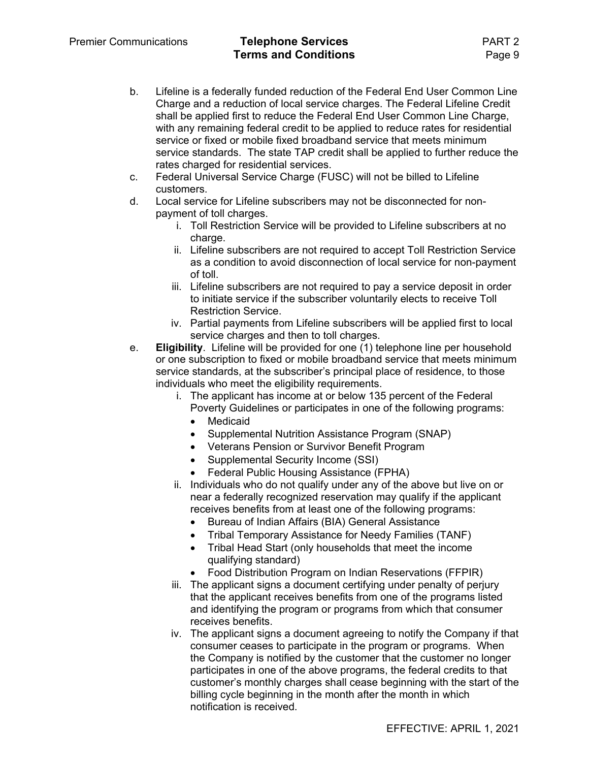b. Lifeline is a federally funded reduction of the Federal End User Common Line Charge and a reduction of local service charges. The Federal Lifeline Credit shall be applied first to reduce the Federal End User Common Line Charge, with any remaining federal credit to be applied to reduce rates for residential service or fixed or mobile fixed broadband service that meets minimum service standards. The state TAP credit shall be applied to further reduce the rates charged for residential services.

c. Federal Universal Service Charge (FUSC) will not be billed to Lifeline customers.

d. Local service for Lifeline subscribers may not be disconnected for non-payment of toll charges.

   i. Toll Restriction Service will be provided to Lifeline subscribers at no charge.

   ii. Lifeline subscribers are not required to accept Toll Restriction Service as a condition to avoid disconnection of local service for non-payment of toll.

   iii. Lifeline subscribers are not required to pay a service deposit in order to initiate service if the subscriber voluntarily elects to receive Toll Restriction Service.

   iv. Partial payments from Lifeline subscribers will be applied first to local service charges and then to toll charges.

e. **Eligibility**. Lifeline will be provided for one (1) telephone line per household or one subscription to fixed or mobile broadband service that meets minimum service standards, at the subscriber's principal place of residence, to those individuals who meet the eligibility requirements.

   i. The applicant has income at or below 135 percent of the Federal Poverty Guidelines or participates in one of the following programs:
      - Medicaid
      - Supplemental Nutrition Assistance Program (SNAP)
      - Veterans Pension or Survivor Benefit Program
      - Supplemental Security Income (SSI)
      - Federal Public Housing Assistance (FPHA)

   ii. Individuals who do not qualify under any of the above but live on or near a federally recognized reservation may qualify if the applicant receives benefits from at least one of the following programs:
      - Bureau of Indian Affairs (BIA) General Assistance
      - Tribal Temporary Assistance for Needy Families (TANF)
      - Tribal Head Start (only households that meet the income qualifying standard)
      - Food Distribution Program on Indian Reservations (FFPIR)

   iii. The applicant signs a document certifying under penalty of perjury that the applicant receives benefits from one of the programs listed and identifying the program or programs from which that consumer receives benefits.

   iv. The applicant signs a document agreeing to notify the Company if that consumer ceases to participate in the program or programs. When the Company is notified by the customer that the customer no longer participates in one of the above programs, the federal credits to that customer's monthly charges shall cease beginning with the start of the billing cycle beginning in the month after the month in which notification is received.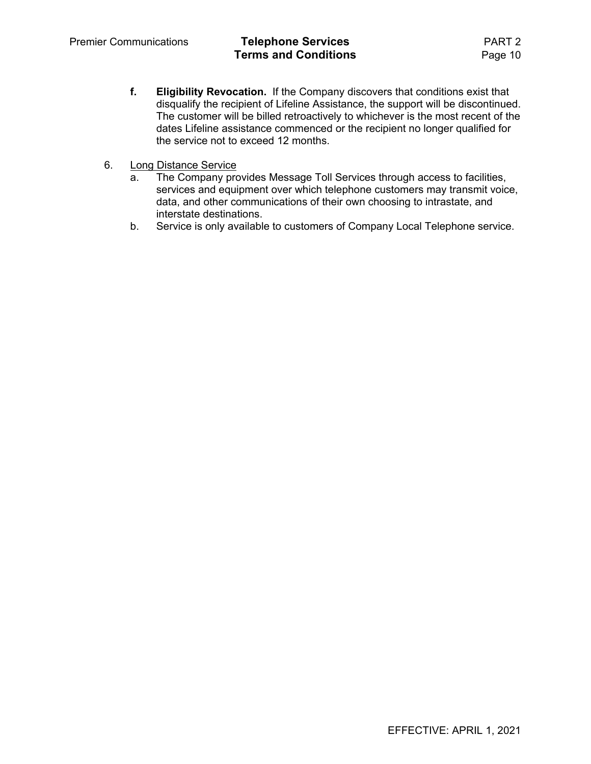f. **Eligibility Revocation.** If the Company discovers that conditions exist that disqualify the recipient of Lifeline Assistance, the support will be discontinued. The customer will be billed retroactively to whichever is the most recent of the dates Lifeline assistance commenced or the recipient no longer qualified for the service not to exceed 12 months.

6. Long Distance Service
   a. The Company provides Message Toll Services through access to facilities, services and equipment over which telephone customers may transmit voice, data, and other communications of their own choosing to intrastate, and interstate destinations.
   b. Service is only available to customers of Company Local Telephone service.

EFFECTIVE: APRIL 1, 2021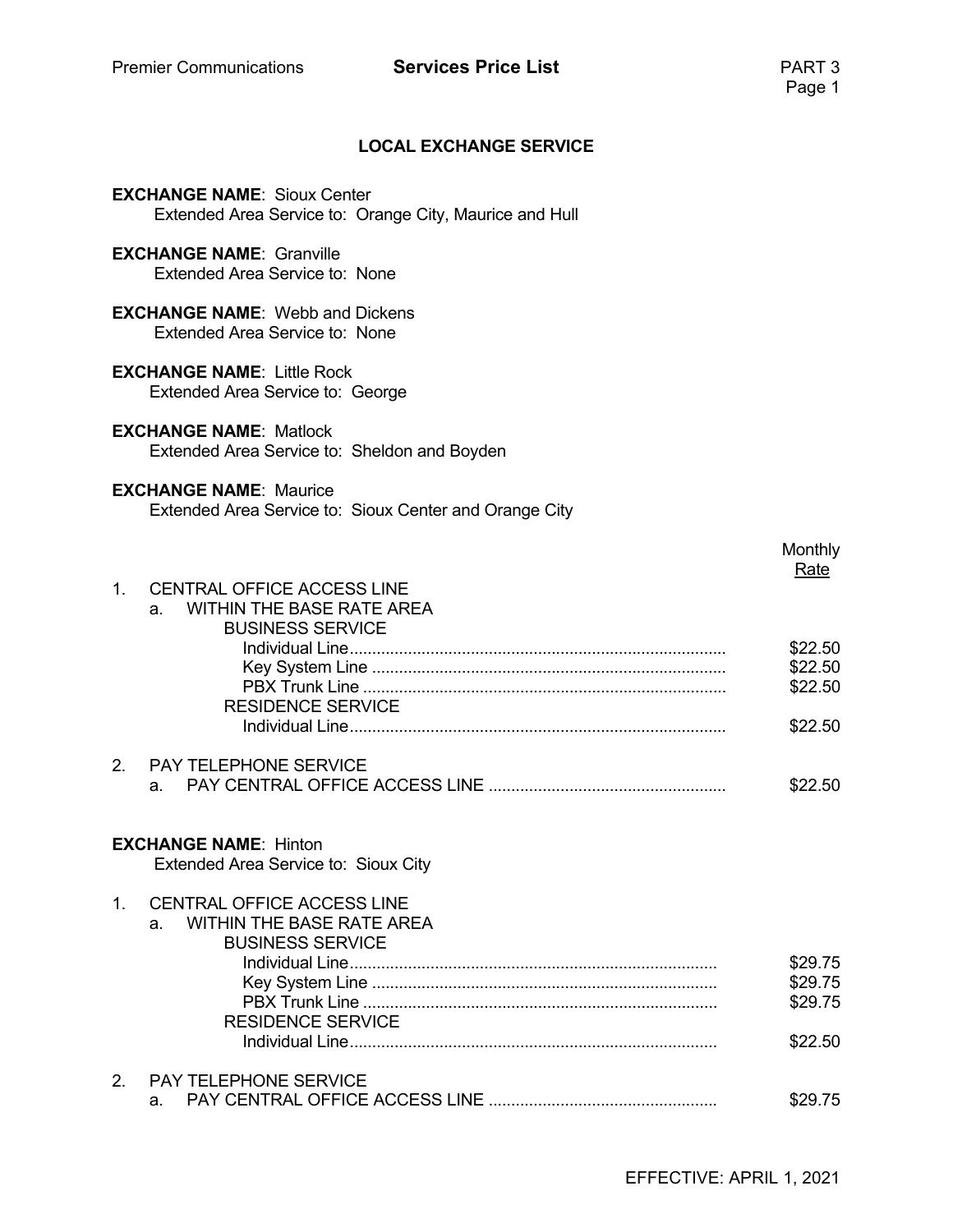## LOCAL EXCHANGE SERVICE

**EXCHANGE NAME**: Sioux Center
Extended Area Service to: Orange City, Maurice and Hull

**EXCHANGE NAME**: Granville
Extended Area Service to: None

**EXCHANGE NAME**: Webb and Dickens
Extended Area Service to: None

**EXCHANGE NAME**: Little Rock
Extended Area Service to: George

**EXCHANGE NAME**: Matlock
Extended Area Service to: Sheldon and Boyden

**EXCHANGE NAME**: Maurice
Extended Area Service to: Sioux Center and Orange City

| | Monthly Rate |
|---|---|
| 1. CENTRAL OFFICE ACCESS LINE | |
| a. WITHIN THE BASE RATE AREA | |
| BUSINESS SERVICE | |
| Individual Line | $22.50 |
| Key System Line | $22.50 |
| PBX Trunk Line | $22.50 |
| RESIDENCE SERVICE | |
| Individual Line | $22.50 |
| 2. PAY TELEPHONE SERVICE | |
| a. PAY CENTRAL OFFICE ACCESS LINE | $22.50 |

**EXCHANGE NAME**: Hinton
Extended Area Service to: Sioux City

| | Monthly Rate |
|---|---|
| 1. CENTRAL OFFICE ACCESS LINE | |
| a. WITHIN THE BASE RATE AREA | |
| BUSINESS SERVICE | |
| Individual Line | $29.75 |
| Key System Line | $29.75 |
| PBX Trunk Line | $29.75 |
| RESIDENCE SERVICE | |
| Individual Line | $22.50 |
| 2. PAY TELEPHONE SERVICE | |
| a. PAY CENTRAL OFFICE ACCESS LINE | $29.75 |

EFFECTIVE: APRIL 1, 2021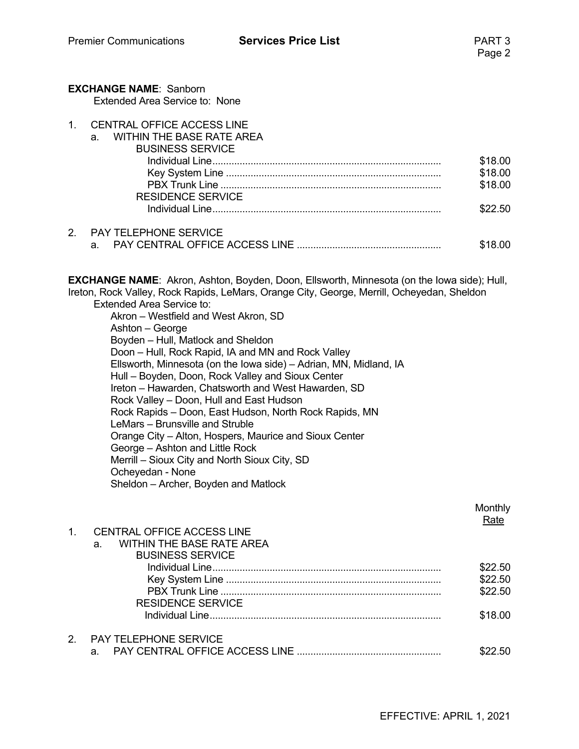**EXCHANGE NAME**: Sanborn

Extended Area Service to: None

1. CENTRAL OFFICE ACCESS LINE
   a. WITHIN THE BASE RATE AREA

| | |
|---|---|
| BUSINESS SERVICE | |
| Individual Line | $18.00 |
| Key System Line | $18.00 |
| PBX Trunk Line | $18.00 |
| RESIDENCE SERVICE | |
| Individual Line | $22.50 |

2. PAY TELEPHONE SERVICE

| | |
|---|---|
| a. PAY CENTRAL OFFICE ACCESS LINE | $18.00 |

**EXCHANGE NAME**: Akron, Ashton, Boyden, Doon, Ellsworth, Minnesota (on the Iowa side); Hull, Ireton, Rock Valley, Rock Rapids, LeMars, Orange City, George, Merrill, Ocheyedan, Sheldon

Extended Area Service to:

- Akron – Westfield and West Akron, SD
- Ashton – George
- Boyden – Hull, Matlock and Sheldon
- Doon – Hull, Rock Rapid, IA and MN and Rock Valley
- Ellsworth, Minnesota (on the Iowa side) – Adrian, MN, Midland, IA
- Hull – Boyden, Doon, Rock Valley and Sioux Center
- Ireton – Hawarden, Chatsworth and West Hawarden, SD
- Rock Valley – Doon, Hull and East Hudson
- Rock Rapids – Doon, East Hudson, North Rock Rapids, MN
- LeMars – Brunsville and Struble
- Orange City – Alton, Hospers, Maurice and Sioux Center
- George – Ashton and Little Rock
- Merrill – Sioux City and North Sioux City, SD
- Ocheyedan - None
- Sheldon – Archer, Boyden and Matlock

1. CENTRAL OFFICE ACCESS LINE
   a. WITHIN THE BASE RATE AREA

| | Monthly Rate |
|---|---|
| BUSINESS SERVICE | |
| Individual Line | $22.50 |
| Key System Line | $22.50 |
| PBX Trunk Line | $22.50 |
| RESIDENCE SERVICE | |
| Individual Line | $18.00 |

2. PAY TELEPHONE SERVICE

| | |
|---|---|
| a. PAY CENTRAL OFFICE ACCESS LINE | $22.50 |

EFFECTIVE: APRIL 1, 2021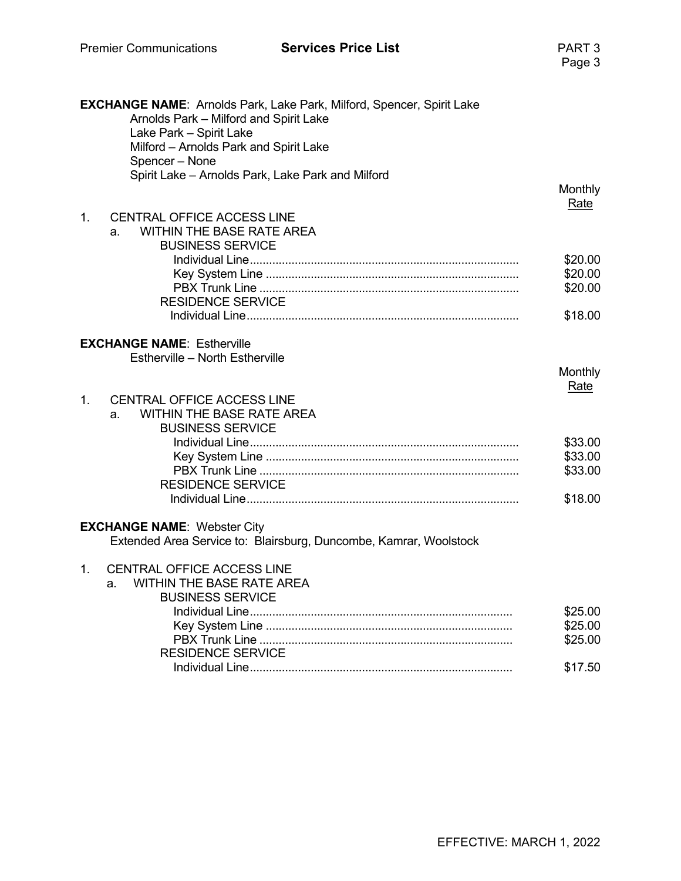**EXCHANGE NAME**: Arnolds Park, Lake Park, Milford, Spencer, Spirit Lake

Arnolds Park – Milford and Spirit Lake
Lake Park – Spirit Lake
Milford – Arnolds Park and Spirit Lake
Spencer – None
Spirit Lake – Arnolds Park, Lake Park and Milford

| | Monthly Rate |
|---|---|
| 1. CENTRAL OFFICE ACCESS LINE | |
| a. WITHIN THE BASE RATE AREA | |
| BUSINESS SERVICE | |
| Individual Line | $20.00 |
| Key System Line | $20.00 |
| PBX Trunk Line | $20.00 |
| RESIDENCE SERVICE | |
| Individual Line | $18.00 |

**EXCHANGE NAME**: Estherville

Estherville – North Estherville

| | Monthly Rate |
|---|---|
| 1. CENTRAL OFFICE ACCESS LINE | |
| a. WITHIN THE BASE RATE AREA | |
| BUSINESS SERVICE | |
| Individual Line | $33.00 |
| Key System Line | $33.00 |
| PBX Trunk Line | $33.00 |
| RESIDENCE SERVICE | |
| Individual Line | $18.00 |

**EXCHANGE NAME**: Webster City

Extended Area Service to: Blairsburg, Duncombe, Kamrar, Woolstock

| | |
|---|---|
| 1. CENTRAL OFFICE ACCESS LINE | |
| a. WITHIN THE BASE RATE AREA | |
| BUSINESS SERVICE | |
| Individual Line | $25.00 |
| Key System Line | $25.00 |
| PBX Trunk Line | $25.00 |
| RESIDENCE SERVICE | |
| Individual Line | $17.50 |

EFFECTIVE: MARCH 1, 2022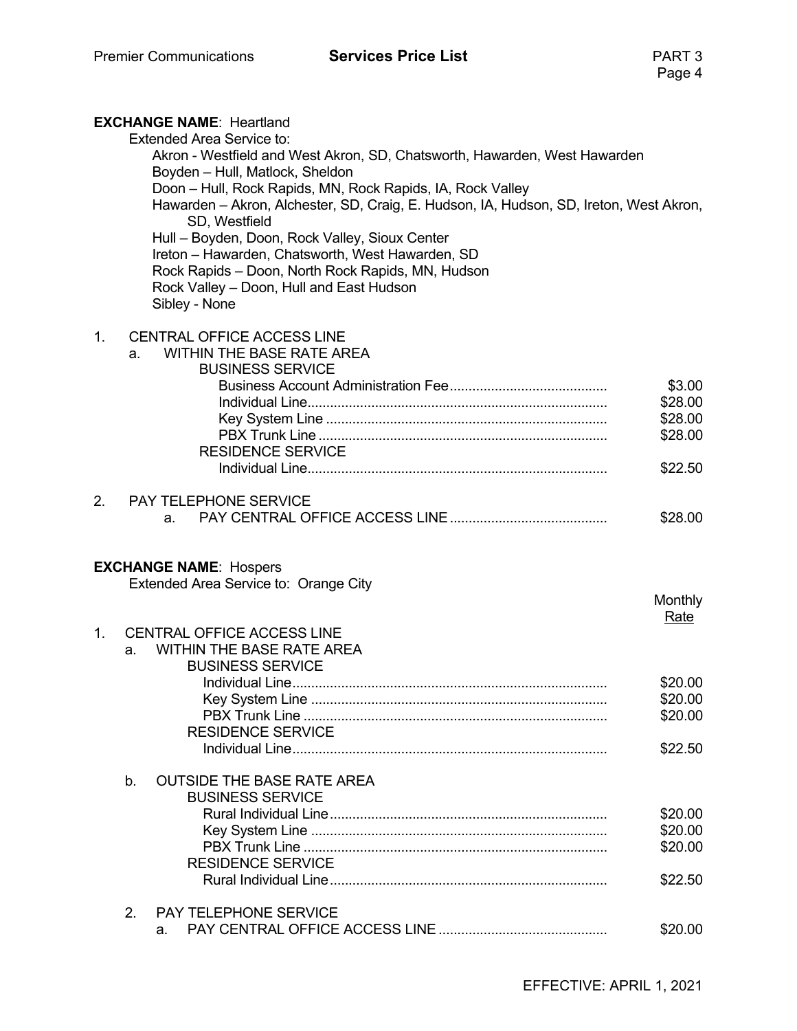**EXCHANGE NAME**: Heartland

Extended Area Service to:

- Akron - Westfield and West Akron, SD, Chatsworth, Hawarden, West Hawarden
- Boyden – Hull, Matlock, Sheldon
- Doon – Hull, Rock Rapids, MN, Rock Rapids, IA, Rock Valley
- Hawarden – Akron, Alchester, SD, Craig, E. Hudson, IA, Hudson, SD, Ireton, West Akron, SD, Westfield
- Hull – Boyden, Doon, Rock Valley, Sioux Center
- Ireton – Hawarden, Chatsworth, West Hawarden, SD
- Rock Rapids – Doon, North Rock Rapids, MN, Hudson
- Rock Valley – Doon, Hull and East Hudson
- Sibley - None

1. CENTRAL OFFICE ACCESS LINE
   a. WITHIN THE BASE RATE AREA

| | |
|---|---|
| BUSINESS SERVICE | |
| Business Account Administration Fee | $3.00 |
| Individual Line | $28.00 |
| Key System Line | $28.00 |
| PBX Trunk Line | $28.00 |
| RESIDENCE SERVICE | |
| Individual Line | $22.50 |

2. PAY TELEPHONE SERVICE

| | |
|---|---|
| a. PAY CENTRAL OFFICE ACCESS LINE | $28.00 |

**EXCHANGE NAME**: Hospers

Extended Area Service to: Orange City

1. CENTRAL OFFICE ACCESS LINE

| | Monthly Rate |
|---|---|
| a. WITHIN THE BASE RATE AREA | |
| BUSINESS SERVICE | |
| Individual Line | $20.00 |
| Key System Line | $20.00 |
| PBX Trunk Line | $20.00 |
| RESIDENCE SERVICE | |
| Individual Line | $22.50 |
| b. OUTSIDE THE BASE RATE AREA | |
| BUSINESS SERVICE | |
| Rural Individual Line | $20.00 |
| Key System Line | $20.00 |
| PBX Trunk Line | $20.00 |
| RESIDENCE SERVICE | |
| Rural Individual Line | $22.50 |

2. PAY TELEPHONE SERVICE

| | |
|---|---|
| a. PAY CENTRAL OFFICE ACCESS LINE | $20.00 |

EFFECTIVE: APRIL 1, 2021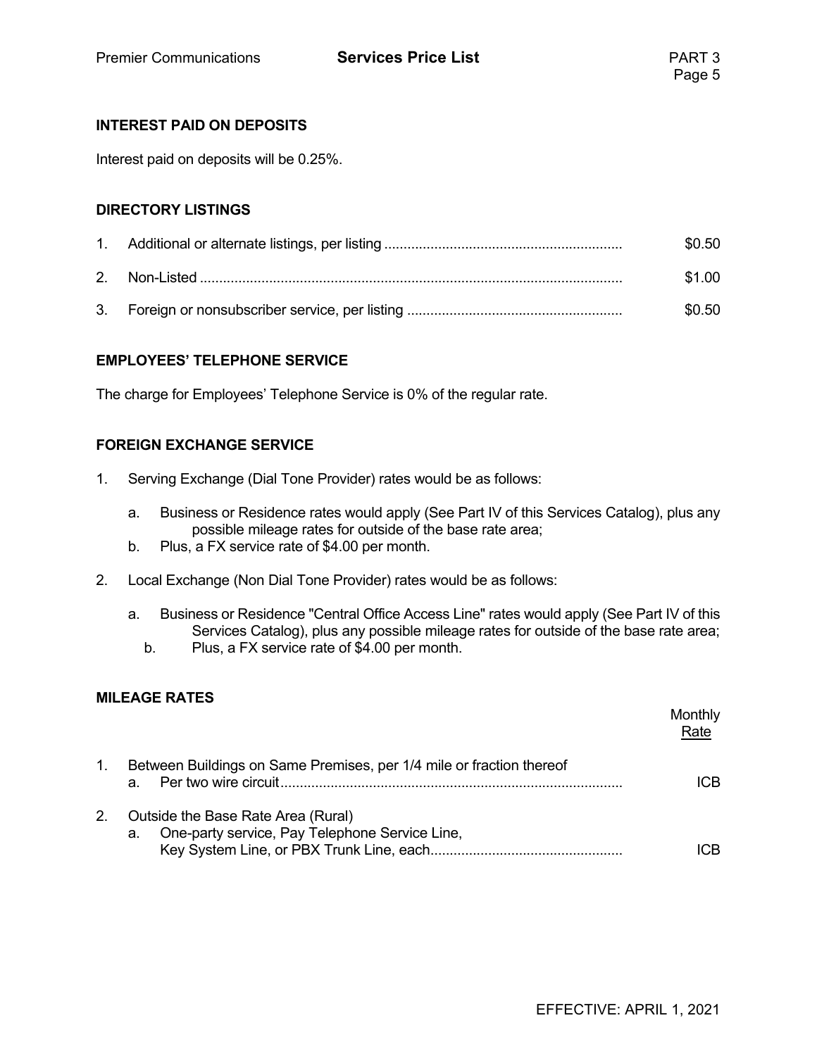## INTEREST PAID ON DEPOSITS

Interest paid on deposits will be 0.25%.

## DIRECTORY LISTINGS

| | | |
|---|---|---|
| 1. | Additional or alternate listings, per listing | $0.50 |
| 2. | Non-Listed | $1.00 |
| 3. | Foreign or nonsubscriber service, per listing | $0.50 |

## EMPLOYEES' TELEPHONE SERVICE

The charge for Employees' Telephone Service is 0% of the regular rate.

## FOREIGN EXCHANGE SERVICE

1. Serving Exchange (Dial Tone Provider) rates would be as follows:

   a. Business or Residence rates would apply (See Part IV of this Services Catalog), plus any possible mileage rates for outside of the base rate area;

   b. Plus, a FX service rate of $4.00 per month.

2. Local Exchange (Non Dial Tone Provider) rates would be as follows:

   a. Business or Residence "Central Office Access Line" rates would apply (See Part IV of this Services Catalog), plus any possible mileage rates for outside of the base rate area;

   b. Plus, a FX service rate of $4.00 per month.

## MILEAGE RATES

| | | Monthly Rate |
|---|---|---|
| 1. | Between Buildings on Same Premises, per 1/4 mile or fraction thereof | |
| | a. Per two wire circuit | ICB |
| 2. | Outside the Base Rate Area (Rural) | |
| | a. One-party service, Pay Telephone Service Line, Key System Line, or PBX Trunk Line, each | ICB |

EFFECTIVE: APRIL 1, 2021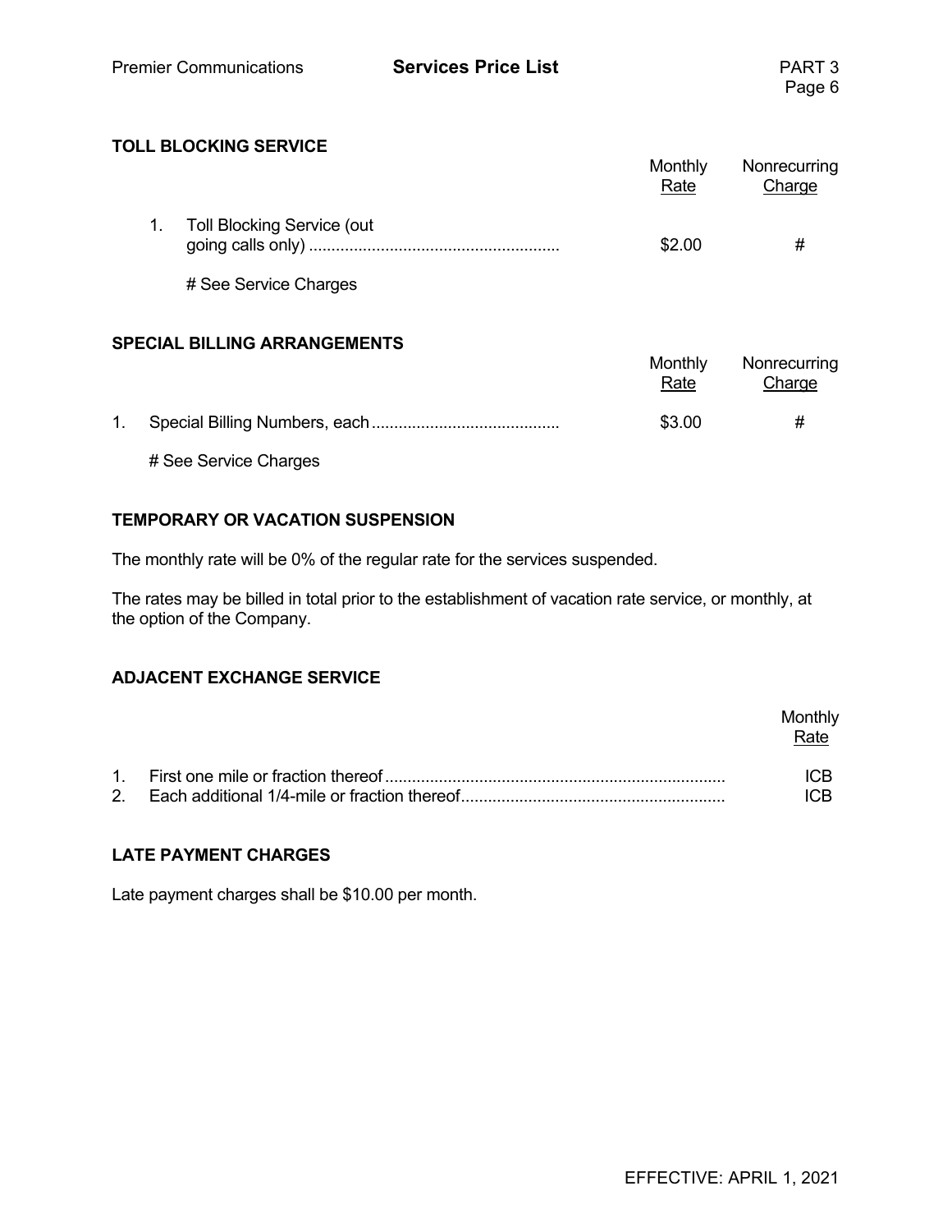## TOLL BLOCKING SERVICE

| | Monthly Rate | Nonrecurring Charge |
|---|---|---|
| 1. Toll Blocking Service (out going calls only) | $2.00 | # |

# See Service Charges

## SPECIAL BILLING ARRANGEMENTS

| | Monthly Rate | Nonrecurring Charge |
|---|---|---|
| 1. Special Billing Numbers, each | $3.00 | # |

# See Service Charges

## TEMPORARY OR VACATION SUSPENSION

The monthly rate will be 0% of the regular rate for the services suspended.

The rates may be billed in total prior to the establishment of vacation rate service, or monthly, at the option of the Company.

## ADJACENT EXCHANGE SERVICE

| | Monthly Rate |
|---|---|
| 1. First one mile or fraction thereof | ICB |
| 2. Each additional 1/4-mile or fraction thereof | ICB |

## LATE PAYMENT CHARGES

Late payment charges shall be $10.00 per month.

EFFECTIVE: APRIL 1, 2021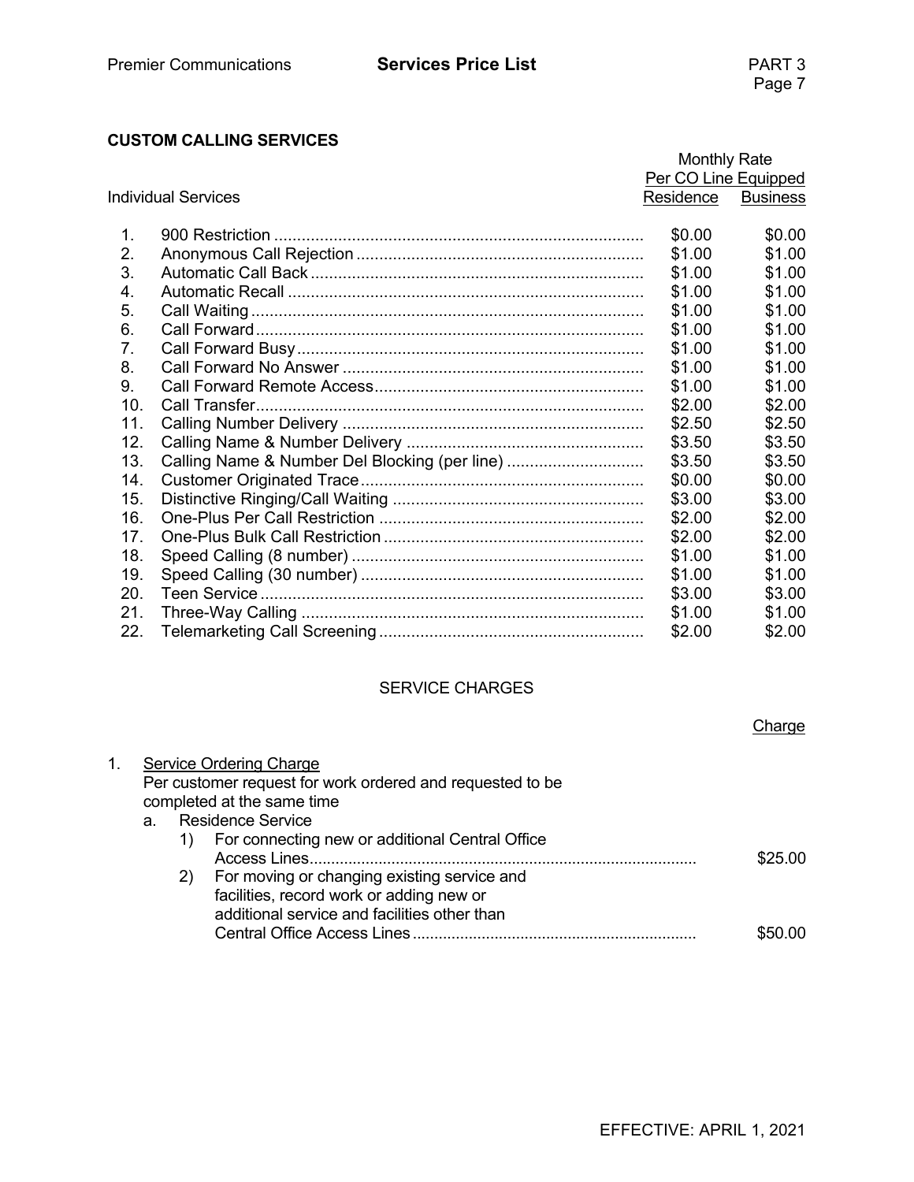## CUSTOM CALLING SERVICES

| Individual Services | | Monthly Rate Per CO Line Equipped Residence | Business |
|---|---|---|---|
| 1. | 900 Restriction | $0.00 | $0.00 |
| 2. | Anonymous Call Rejection | $1.00 | $1.00 |
| 3. | Automatic Call Back | $1.00 | $1.00 |
| 4. | Automatic Recall | $1.00 | $1.00 |
| 5. | Call Waiting | $1.00 | $1.00 |
| 6. | Call Forward | $1.00 | $1.00 |
| 7. | Call Forward Busy | $1.00 | $1.00 |
| 8. | Call Forward No Answer | $1.00 | $1.00 |
| 9. | Call Forward Remote Access | $1.00 | $1.00 |
| 10. | Call Transfer | $2.00 | $2.00 |
| 11. | Calling Number Delivery | $2.50 | $2.50 |
| 12. | Calling Name & Number Delivery | $3.50 | $3.50 |
| 13. | Calling Name & Number Del Blocking (per line) | $3.50 | $3.50 |
| 14. | Customer Originated Trace | $0.00 | $0.00 |
| 15. | Distinctive Ringing/Call Waiting | $3.00 | $3.00 |
| 16. | One-Plus Per Call Restriction | $2.00 | $2.00 |
| 17. | One-Plus Bulk Call Restriction | $2.00 | $2.00 |
| 18. | Speed Calling (8 number) | $1.00 | $1.00 |
| 19. | Speed Calling (30 number) | $1.00 | $1.00 |
| 20. | Teen Service | $3.00 | $3.00 |
| 21. | Three-Way Calling | $1.00 | $1.00 |
| 22. | Telemarketing Call Screening | $2.00 | $2.00 |

## SERVICE CHARGES

| | Charge |
|---|---|
| 1. Service Ordering Charge<br>Per customer request for work ordered and requested to be completed at the same time | |
| a. Residence Service | |
| 1) For connecting new or additional Central Office Access Lines | $25.00 |
| 2) For moving or changing existing service and facilities, record work or adding new or additional service and facilities other than Central Office Access Lines | $50.00 |

EFFECTIVE: APRIL 1, 2021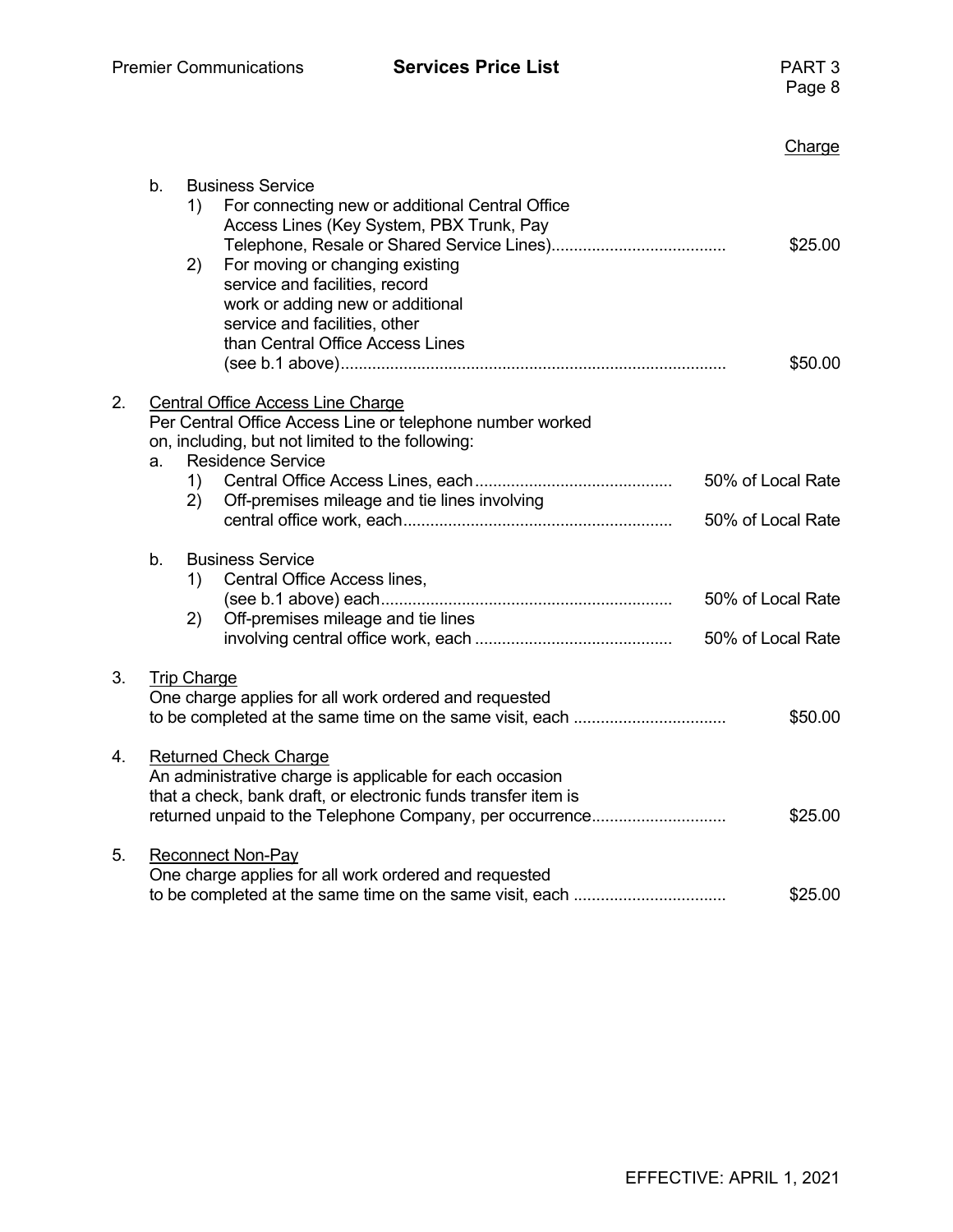Charge

b. Business Service
   1) For connecting new or additional Central Office Access Lines (Key System, PBX Trunk, Pay Telephone, Resale or Shared Service Lines)...................................... $25.00
   2) For moving or changing existing service and facilities, record work or adding new or additional service and facilities, other than Central Office Access Lines (see b.1 above)...................................................................................... $50.00

2. Central Office Access Line Charge
   Per Central Office Access Line or telephone number worked on, including, but not limited to the following:
   a. Residence Service
      1) Central Office Access Lines, each........................................... 50% of Local Rate
      2) Off-premises mileage and tie lines involving central office work, each........................................................... 50% of Local Rate

   b. Business Service
      1) Central Office Access lines, (see b.1 above) each................................................................ 50% of Local Rate
      2) Off-premises mileage and tie lines involving central office work, each ........................................... 50% of Local Rate

3. Trip Charge
   One charge applies for all work ordered and requested to be completed at the same time on the same visit, each ................................. $50.00

4. Returned Check Charge
   An administrative charge is applicable for each occasion that a check, bank draft, or electronic funds transfer item is returned unpaid to the Telephone Company, per occurrence............................. $25.00

5. Reconnect Non-Pay
   One charge applies for all work ordered and requested to be completed at the same time on the same visit, each ................................. $25.00

EFFECTIVE: APRIL 1, 2021